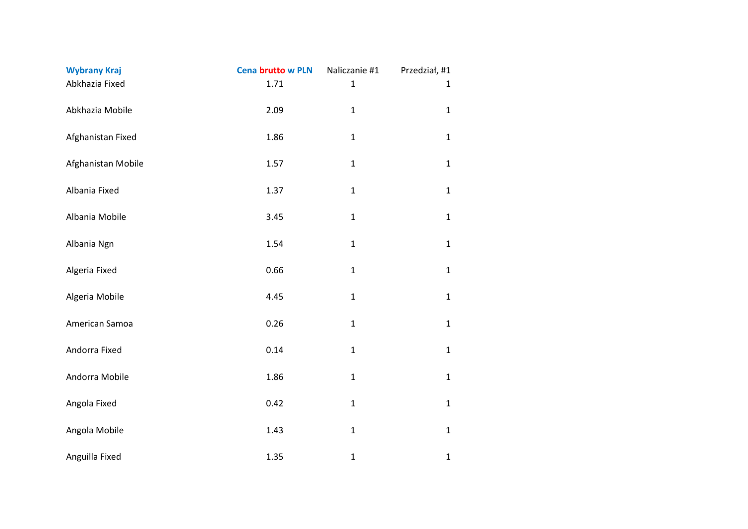| Wybrany Kraj | Cena brutto w PLN | Naliczanie #1 | Przedział, #1 |
|---|---|---|---|
| Abkhazia Fixed | 1.71 | 1 | 1 |
| Abkhazia Mobile | 2.09 | 1 | 1 |
| Afghanistan Fixed | 1.86 | 1 | 1 |
| Afghanistan Mobile | 1.57 | 1 | 1 |
| Albania Fixed | 1.37 | 1 | 1 |
| Albania Mobile | 3.45 | 1 | 1 |
| Albania Ngn | 1.54 | 1 | 1 |
| Algeria Fixed | 0.66 | 1 | 1 |
| Algeria Mobile | 4.45 | 1 | 1 |
| American Samoa | 0.26 | 1 | 1 |
| Andorra Fixed | 0.14 | 1 | 1 |
| Andorra Mobile | 1.86 | 1 | 1 |
| Angola Fixed | 0.42 | 1 | 1 |
| Angola Mobile | 1.43 | 1 | 1 |
| Anguilla Fixed | 1.35 | 1 | 1 |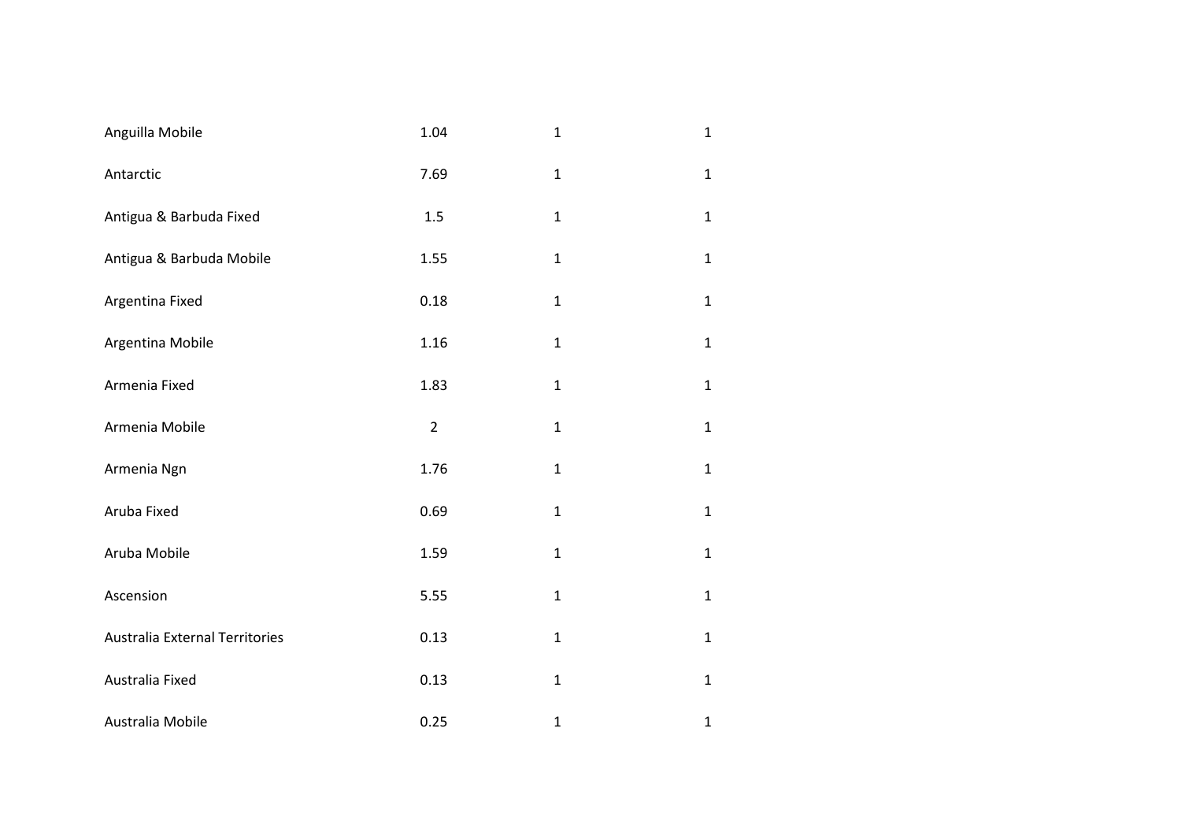| | | | |
|---|---|---|---|
| Anguilla Mobile | 1.04 | 1 | 1 |
| Antarctic | 7.69 | 1 | 1 |
| Antigua & Barbuda Fixed | 1.5 | 1 | 1 |
| Antigua & Barbuda Mobile | 1.55 | 1 | 1 |
| Argentina Fixed | 0.18 | 1 | 1 |
| Argentina Mobile | 1.16 | 1 | 1 |
| Armenia Fixed | 1.83 | 1 | 1 |
| Armenia Mobile | 2 | 1 | 1 |
| Armenia Ngn | 1.76 | 1 | 1 |
| Aruba Fixed | 0.69 | 1 | 1 |
| Aruba Mobile | 1.59 | 1 | 1 |
| Ascension | 5.55 | 1 | 1 |
| Australia External Territories | 0.13 | 1 | 1 |
| Australia Fixed | 0.13 | 1 | 1 |
| Australia Mobile | 0.25 | 1 | 1 |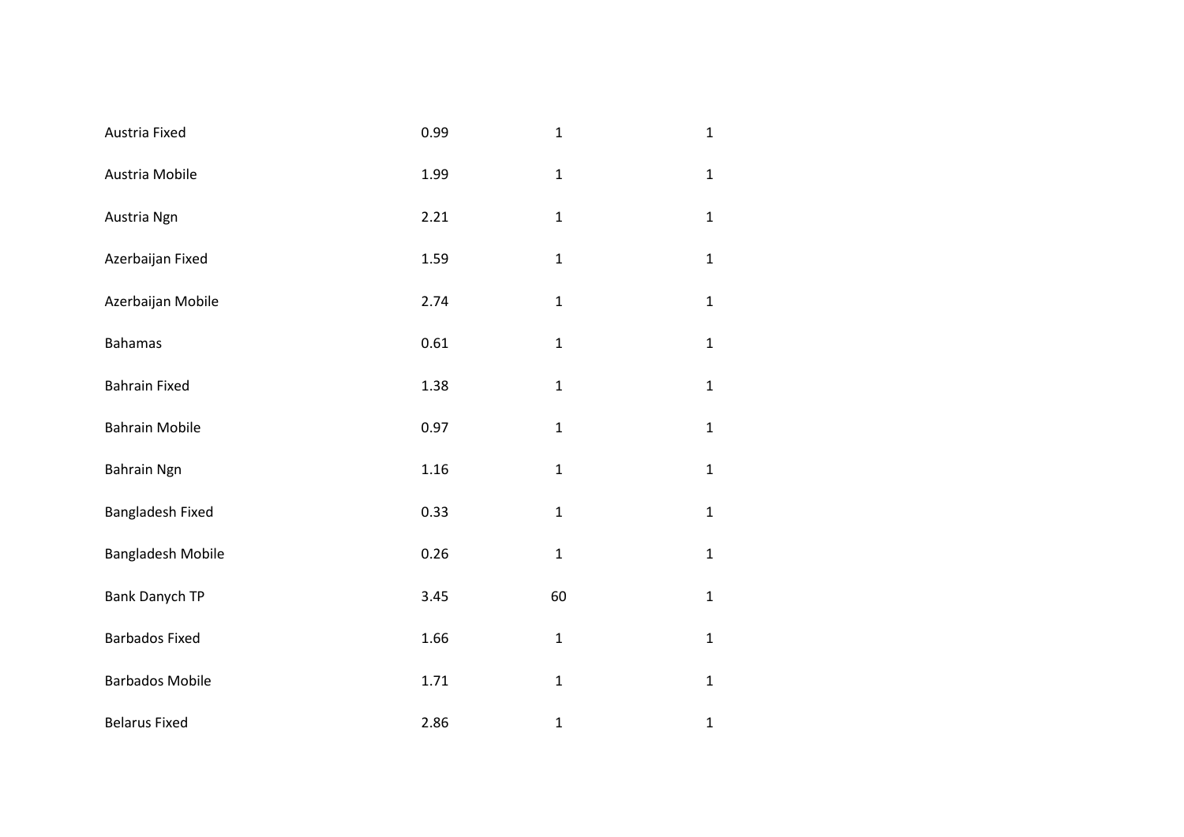| | | | |
|---|---|---|---|
| Austria Fixed | 0.99 | 1 | 1 |
| Austria Mobile | 1.99 | 1 | 1 |
| Austria Ngn | 2.21 | 1 | 1 |
| Azerbaijan Fixed | 1.59 | 1 | 1 |
| Azerbaijan Mobile | 2.74 | 1 | 1 |
| Bahamas | 0.61 | 1 | 1 |
| Bahrain Fixed | 1.38 | 1 | 1 |
| Bahrain Mobile | 0.97 | 1 | 1 |
| Bahrain Ngn | 1.16 | 1 | 1 |
| Bangladesh Fixed | 0.33 | 1 | 1 |
| Bangladesh Mobile | 0.26 | 1 | 1 |
| Bank Danych TP | 3.45 | 60 | 1 |
| Barbados Fixed | 1.66 | 1 | 1 |
| Barbados Mobile | 1.71 | 1 | 1 |
| Belarus Fixed | 2.86 | 1 | 1 |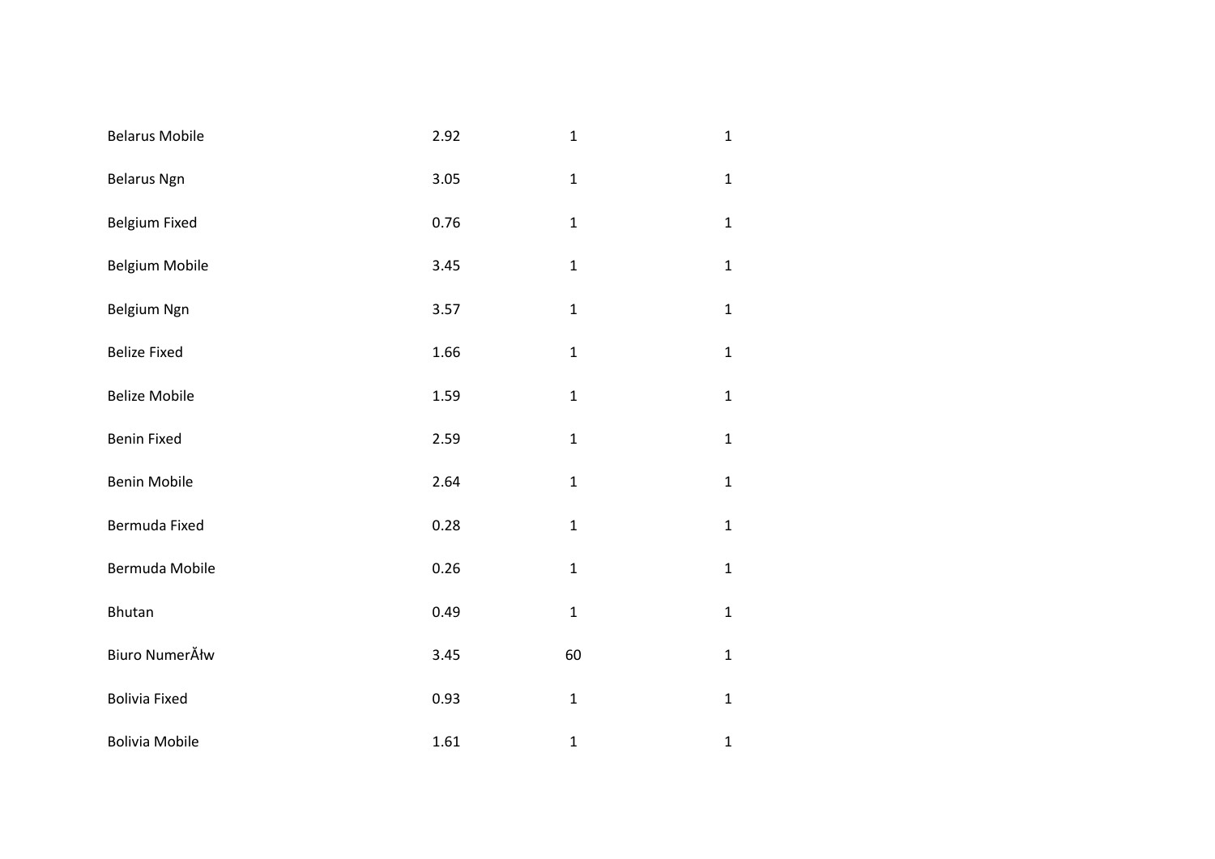| | | | |
|---|---|---|---|
| Belarus Mobile | 2.92 | 1 | 1 |
| Belarus Ngn | 3.05 | 1 | 1 |
| Belgium Fixed | 0.76 | 1 | 1 |
| Belgium Mobile | 3.45 | 1 | 1 |
| Belgium Ngn | 3.57 | 1 | 1 |
| Belize Fixed | 1.66 | 1 | 1 |
| Belize Mobile | 1.59 | 1 | 1 |
| Benin Fixed | 2.59 | 1 | 1 |
| Benin Mobile | 2.64 | 1 | 1 |
| Bermuda Fixed | 0.28 | 1 | 1 |
| Bermuda Mobile | 0.26 | 1 | 1 |
| Bhutan | 0.49 | 1 | 1 |
| Biuro NumerĂłw | 3.45 | 60 | 1 |
| Bolivia Fixed | 0.93 | 1 | 1 |
| Bolivia Mobile | 1.61 | 1 | 1 |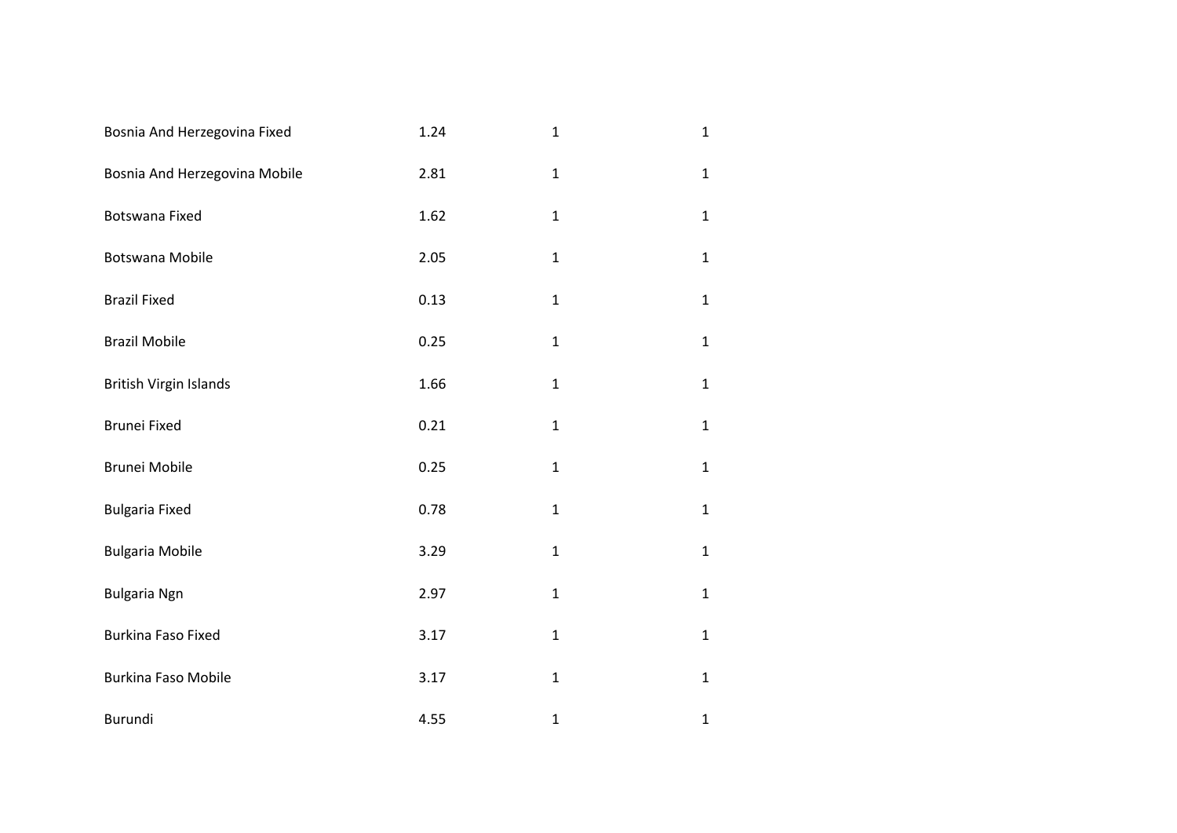| | | | |
|---|---|---|---|
| Bosnia And Herzegovina Fixed | 1.24 | 1 | 1 |
| Bosnia And Herzegovina Mobile | 2.81 | 1 | 1 |
| Botswana Fixed | 1.62 | 1 | 1 |
| Botswana Mobile | 2.05 | 1 | 1 |
| Brazil Fixed | 0.13 | 1 | 1 |
| Brazil Mobile | 0.25 | 1 | 1 |
| British Virgin Islands | 1.66 | 1 | 1 |
| Brunei Fixed | 0.21 | 1 | 1 |
| Brunei Mobile | 0.25 | 1 | 1 |
| Bulgaria Fixed | 0.78 | 1 | 1 |
| Bulgaria Mobile | 3.29 | 1 | 1 |
| Bulgaria Ngn | 2.97 | 1 | 1 |
| Burkina Faso Fixed | 3.17 | 1 | 1 |
| Burkina Faso Mobile | 3.17 | 1 | 1 |
| Burundi | 4.55 | 1 | 1 |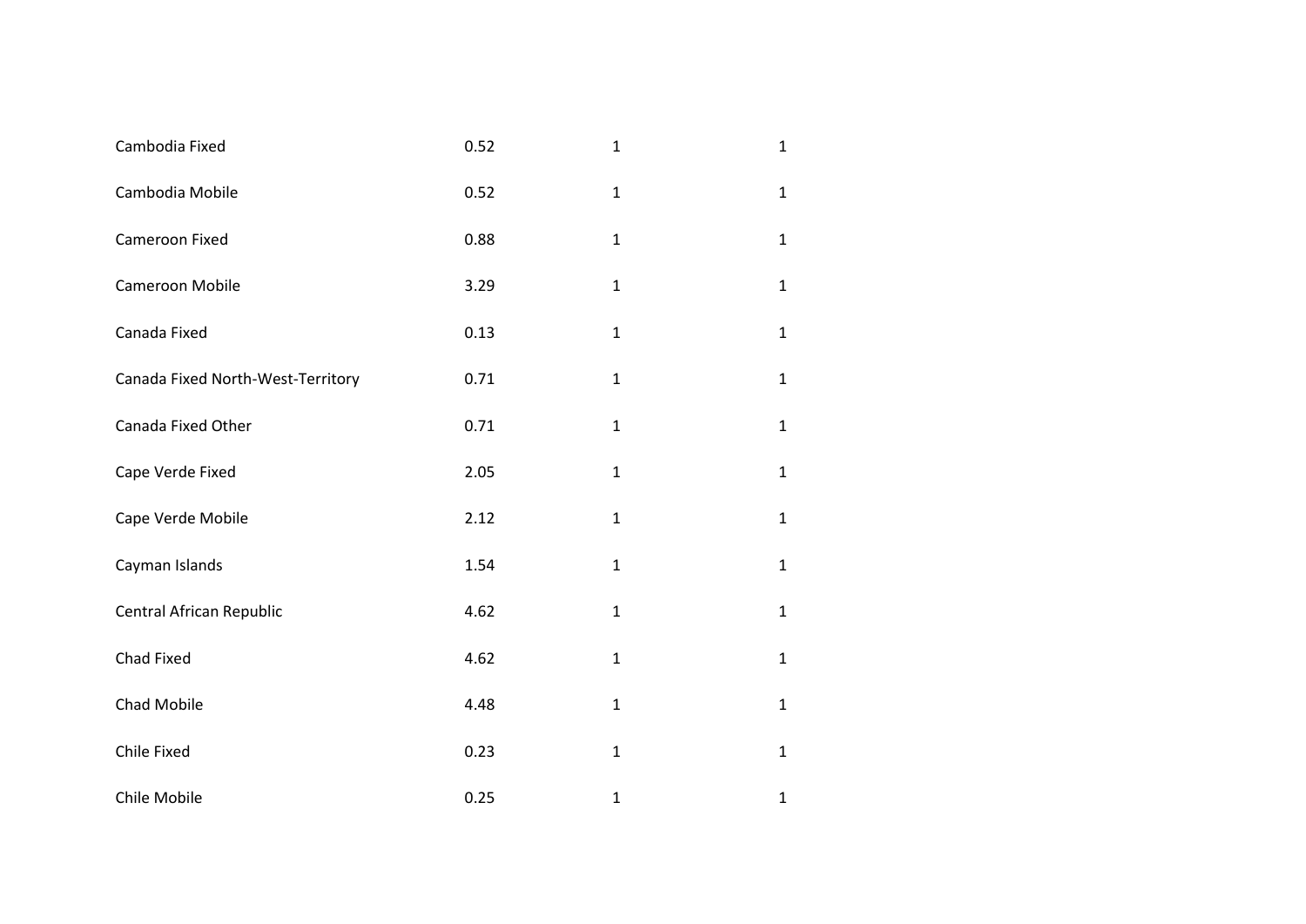| | | | |
|---|---|---|---|
| Cambodia Fixed | 0.52 | 1 | 1 |
| Cambodia Mobile | 0.52 | 1 | 1 |
| Cameroon Fixed | 0.88 | 1 | 1 |
| Cameroon Mobile | 3.29 | 1 | 1 |
| Canada Fixed | 0.13 | 1 | 1 |
| Canada Fixed North-West-Territory | 0.71 | 1 | 1 |
| Canada Fixed Other | 0.71 | 1 | 1 |
| Cape Verde Fixed | 2.05 | 1 | 1 |
| Cape Verde Mobile | 2.12 | 1 | 1 |
| Cayman Islands | 1.54 | 1 | 1 |
| Central African Republic | 4.62 | 1 | 1 |
| Chad Fixed | 4.62 | 1 | 1 |
| Chad Mobile | 4.48 | 1 | 1 |
| Chile Fixed | 0.23 | 1 | 1 |
| Chile Mobile | 0.25 | 1 | 1 |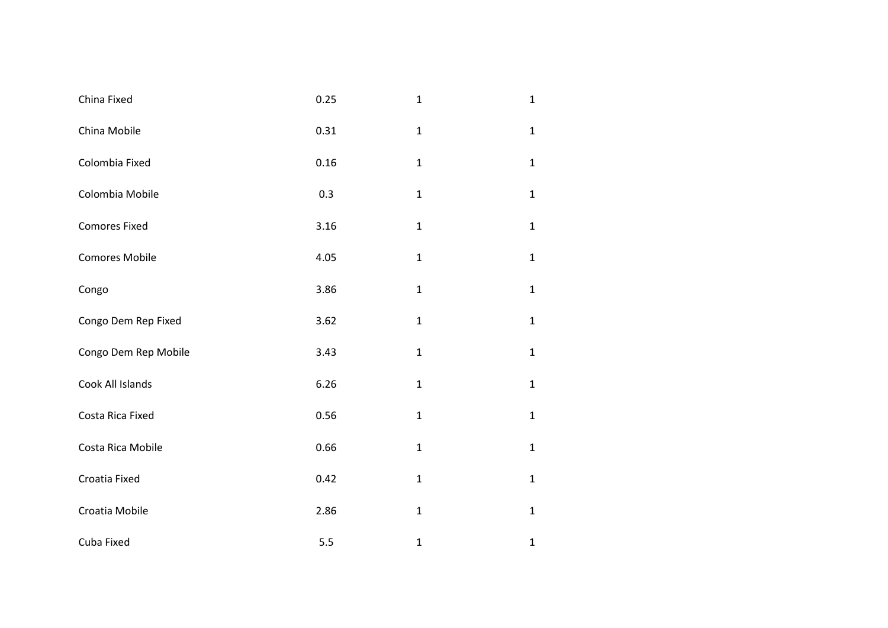| | | | |
|---|---|---|---|
| China Fixed | 0.25 | 1 | 1 |
| China Mobile | 0.31 | 1 | 1 |
| Colombia Fixed | 0.16 | 1 | 1 |
| Colombia Mobile | 0.3 | 1 | 1 |
| Comores Fixed | 3.16 | 1 | 1 |
| Comores Mobile | 4.05 | 1 | 1 |
| Congo | 3.86 | 1 | 1 |
| Congo Dem Rep Fixed | 3.62 | 1 | 1 |
| Congo Dem Rep Mobile | 3.43 | 1 | 1 |
| Cook All Islands | 6.26 | 1 | 1 |
| Costa Rica Fixed | 0.56 | 1 | 1 |
| Costa Rica Mobile | 0.66 | 1 | 1 |
| Croatia Fixed | 0.42 | 1 | 1 |
| Croatia Mobile | 2.86 | 1 | 1 |
| Cuba Fixed | 5.5 | 1 | 1 |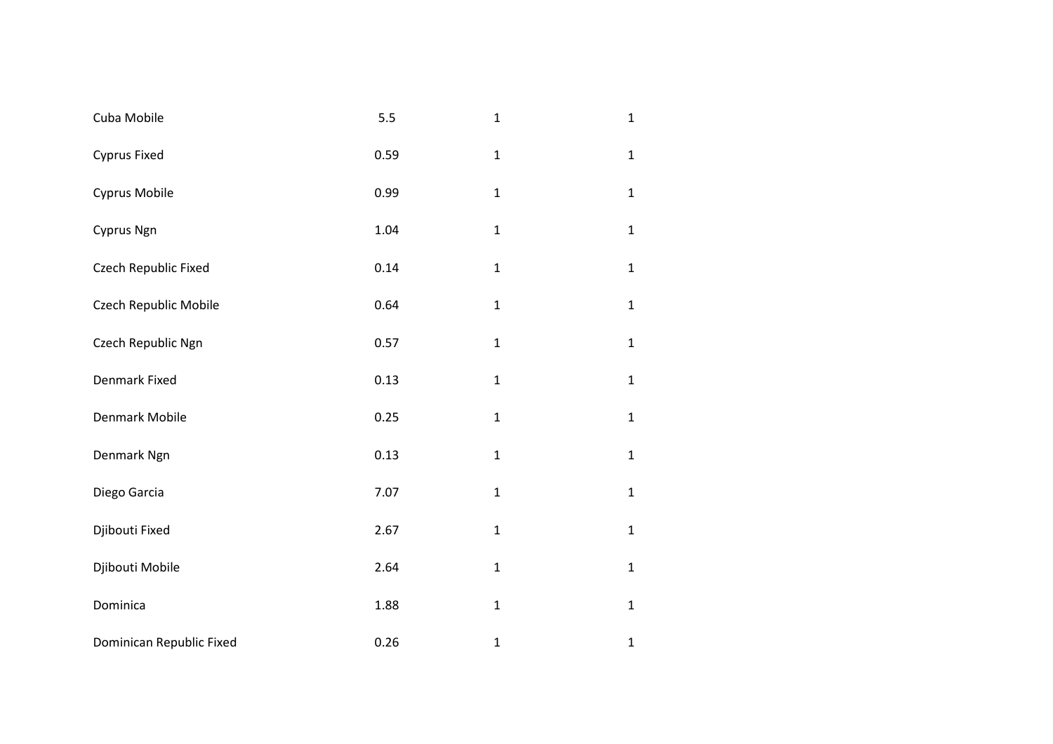| | | | |
|---|---|---|---|
| Cuba Mobile | 5.5 | 1 | 1 |
| Cyprus Fixed | 0.59 | 1 | 1 |
| Cyprus Mobile | 0.99 | 1 | 1 |
| Cyprus Ngn | 1.04 | 1 | 1 |
| Czech Republic Fixed | 0.14 | 1 | 1 |
| Czech Republic Mobile | 0.64 | 1 | 1 |
| Czech Republic Ngn | 0.57 | 1 | 1 |
| Denmark Fixed | 0.13 | 1 | 1 |
| Denmark Mobile | 0.25 | 1 | 1 |
| Denmark Ngn | 0.13 | 1 | 1 |
| Diego Garcia | 7.07 | 1 | 1 |
| Djibouti Fixed | 2.67 | 1 | 1 |
| Djibouti Mobile | 2.64 | 1 | 1 |
| Dominica | 1.88 | 1 | 1 |
| Dominican Republic Fixed | 0.26 | 1 | 1 |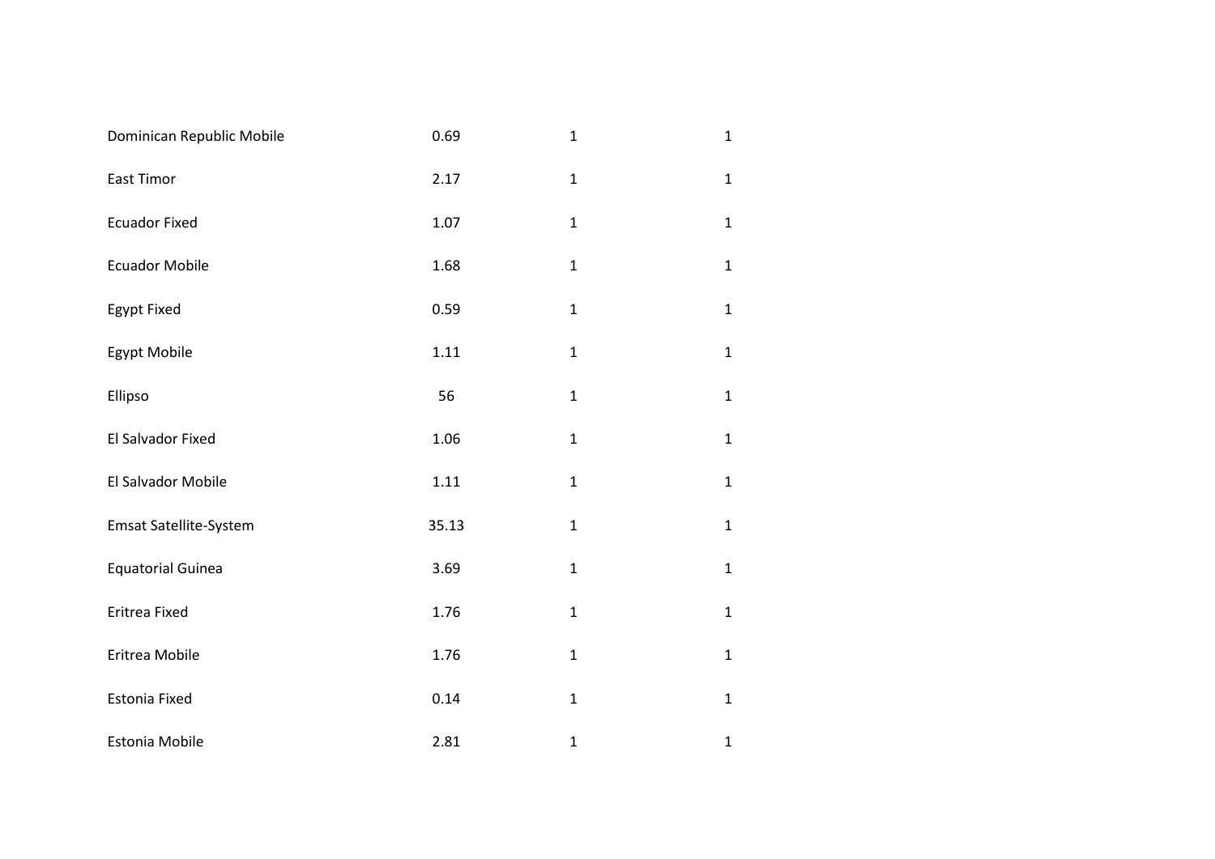| | | | |
|---|---|---|---|
| Dominican Republic Mobile | 0.69 | 1 | 1 |
| East Timor | 2.17 | 1 | 1 |
| Ecuador Fixed | 1.07 | 1 | 1 |
| Ecuador Mobile | 1.68 | 1 | 1 |
| Egypt Fixed | 0.59 | 1 | 1 |
| Egypt Mobile | 1.11 | 1 | 1 |
| Ellipso | 56 | 1 | 1 |
| El Salvador Fixed | 1.06 | 1 | 1 |
| El Salvador Mobile | 1.11 | 1 | 1 |
| Emsat Satellite-System | 35.13 | 1 | 1 |
| Equatorial Guinea | 3.69 | 1 | 1 |
| Eritrea Fixed | 1.76 | 1 | 1 |
| Eritrea Mobile | 1.76 | 1 | 1 |
| Estonia Fixed | 0.14 | 1 | 1 |
| Estonia Mobile | 2.81 | 1 | 1 |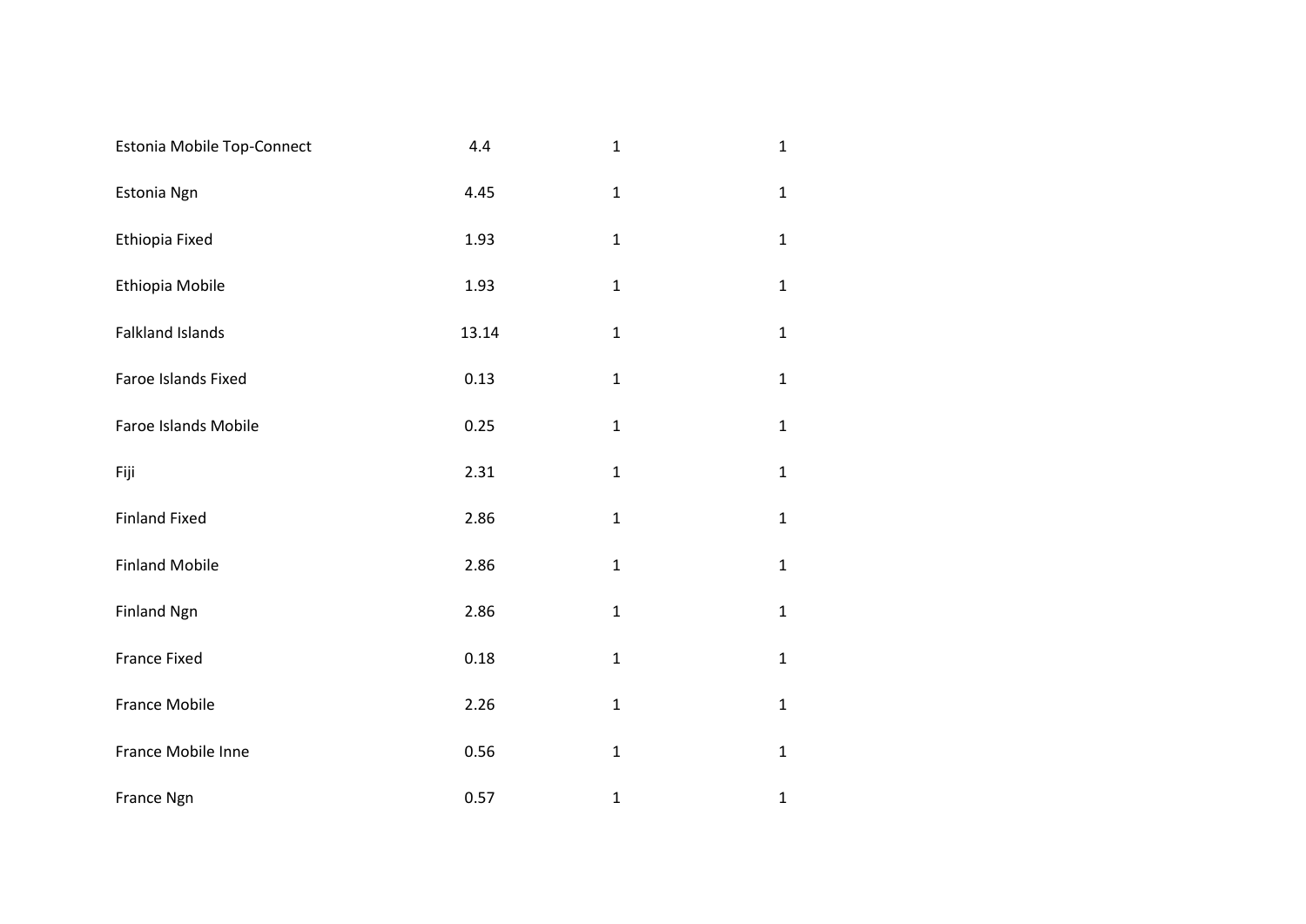| | | | |
|---|---|---|---|
| Estonia Mobile Top-Connect | 4.4 | 1 | 1 |
| Estonia Ngn | 4.45 | 1 | 1 |
| Ethiopia Fixed | 1.93 | 1 | 1 |
| Ethiopia Mobile | 1.93 | 1 | 1 |
| Falkland Islands | 13.14 | 1 | 1 |
| Faroe Islands Fixed | 0.13 | 1 | 1 |
| Faroe Islands Mobile | 0.25 | 1 | 1 |
| Fiji | 2.31 | 1 | 1 |
| Finland Fixed | 2.86 | 1 | 1 |
| Finland Mobile | 2.86 | 1 | 1 |
| Finland Ngn | 2.86 | 1 | 1 |
| France Fixed | 0.18 | 1 | 1 |
| France Mobile | 2.26 | 1 | 1 |
| France Mobile Inne | 0.56 | 1 | 1 |
| France Ngn | 0.57 | 1 | 1 |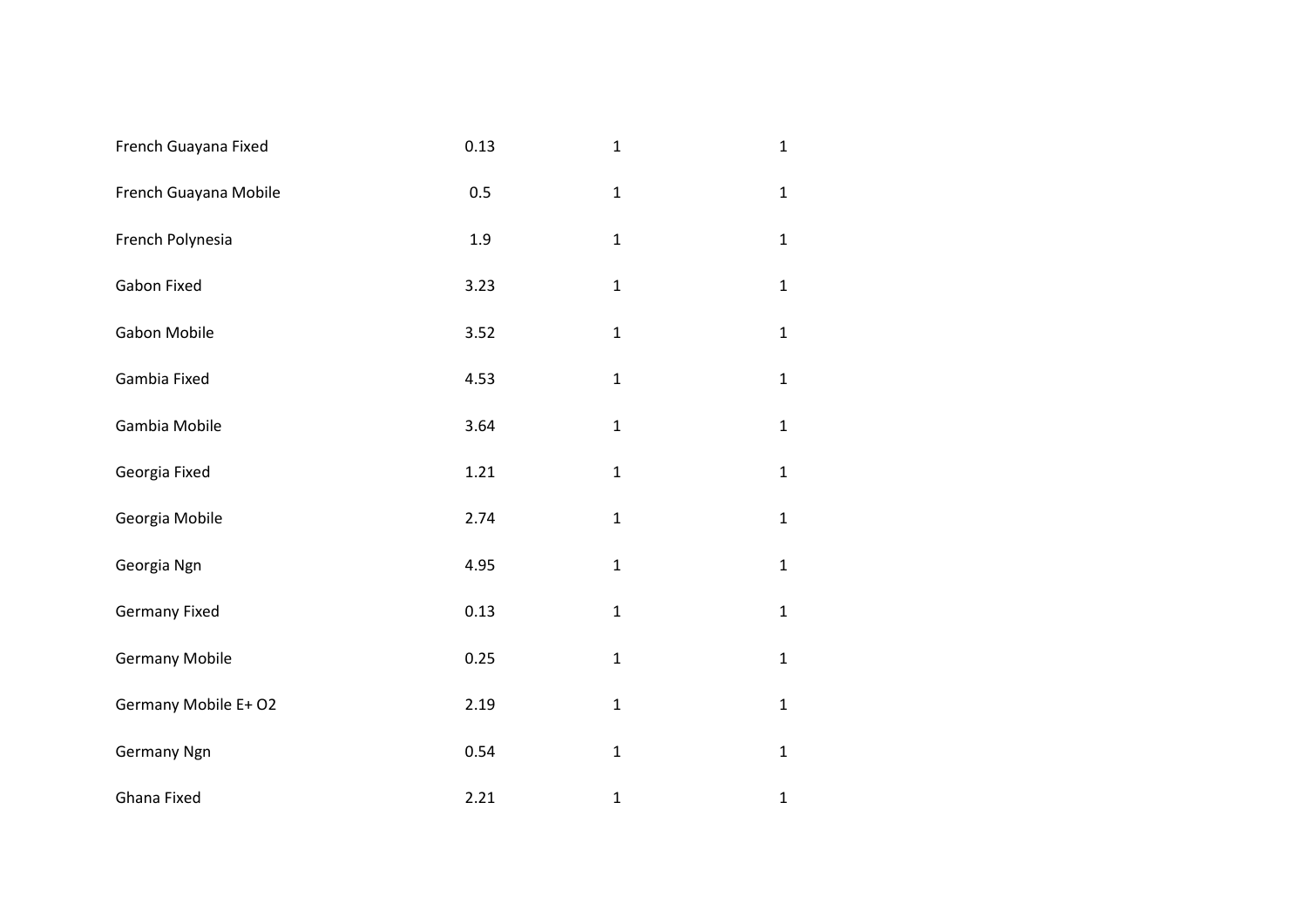| | | | |
|---|---|---|---|
| French Guayana Fixed | 0.13 | 1 | 1 |
| French Guayana Mobile | 0.5 | 1 | 1 |
| French Polynesia | 1.9 | 1 | 1 |
| Gabon Fixed | 3.23 | 1 | 1 |
| Gabon Mobile | 3.52 | 1 | 1 |
| Gambia Fixed | 4.53 | 1 | 1 |
| Gambia Mobile | 3.64 | 1 | 1 |
| Georgia Fixed | 1.21 | 1 | 1 |
| Georgia Mobile | 2.74 | 1 | 1 |
| Georgia Ngn | 4.95 | 1 | 1 |
| Germany Fixed | 0.13 | 1 | 1 |
| Germany Mobile | 0.25 | 1 | 1 |
| Germany Mobile E+ O2 | 2.19 | 1 | 1 |
| Germany Ngn | 0.54 | 1 | 1 |
| Ghana Fixed | 2.21 | 1 | 1 |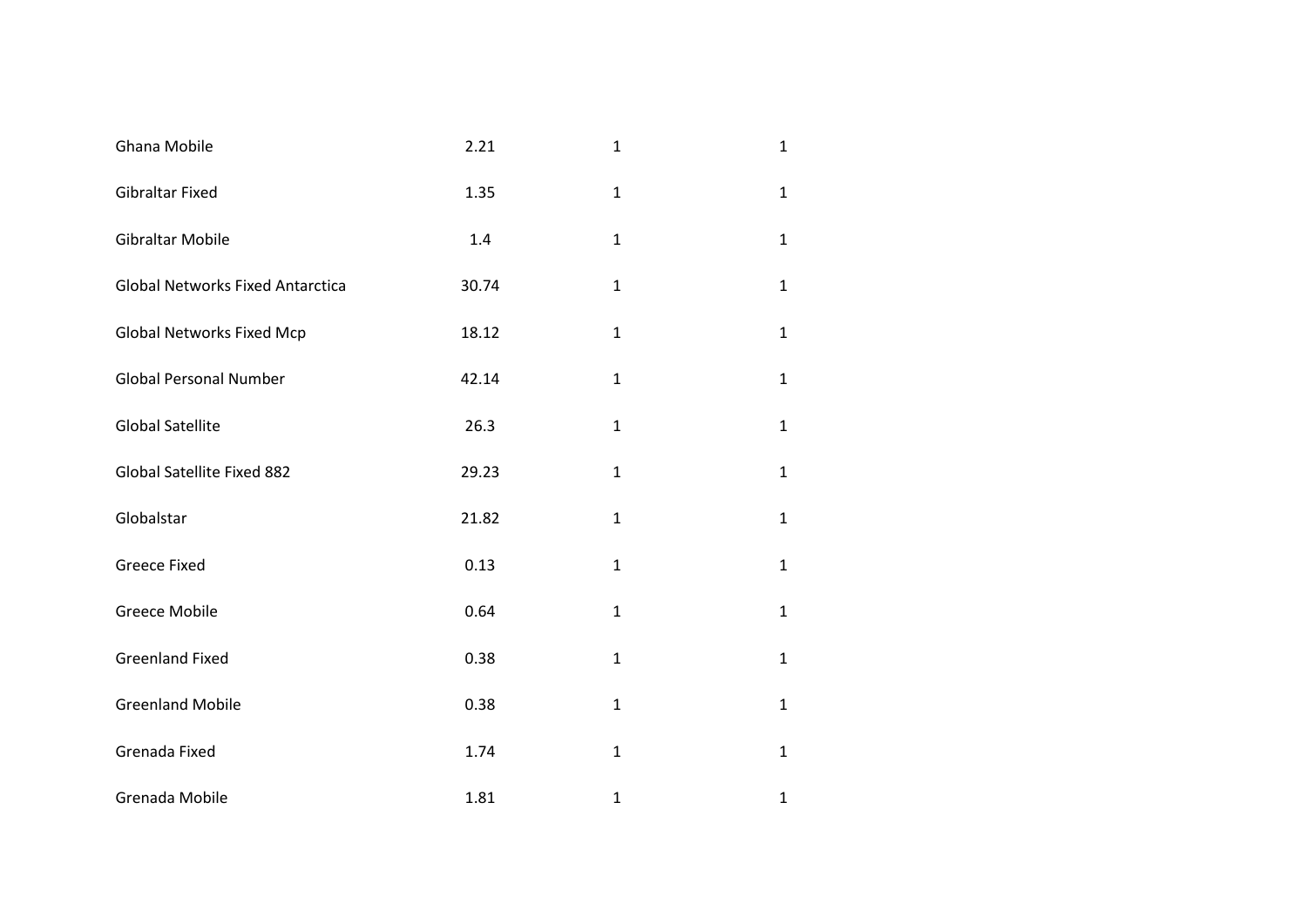| | | | |
|---|---|---|---|
| Ghana Mobile | 2.21 | 1 | 1 |
| Gibraltar Fixed | 1.35 | 1 | 1 |
| Gibraltar Mobile | 1.4 | 1 | 1 |
| Global Networks Fixed Antarctica | 30.74 | 1 | 1 |
| Global Networks Fixed Mcp | 18.12 | 1 | 1 |
| Global Personal Number | 42.14 | 1 | 1 |
| Global Satellite | 26.3 | 1 | 1 |
| Global Satellite Fixed 882 | 29.23 | 1 | 1 |
| Globalstar | 21.82 | 1 | 1 |
| Greece Fixed | 0.13 | 1 | 1 |
| Greece Mobile | 0.64 | 1 | 1 |
| Greenland Fixed | 0.38 | 1 | 1 |
| Greenland Mobile | 0.38 | 1 | 1 |
| Grenada Fixed | 1.74 | 1 | 1 |
| Grenada Mobile | 1.81 | 1 | 1 |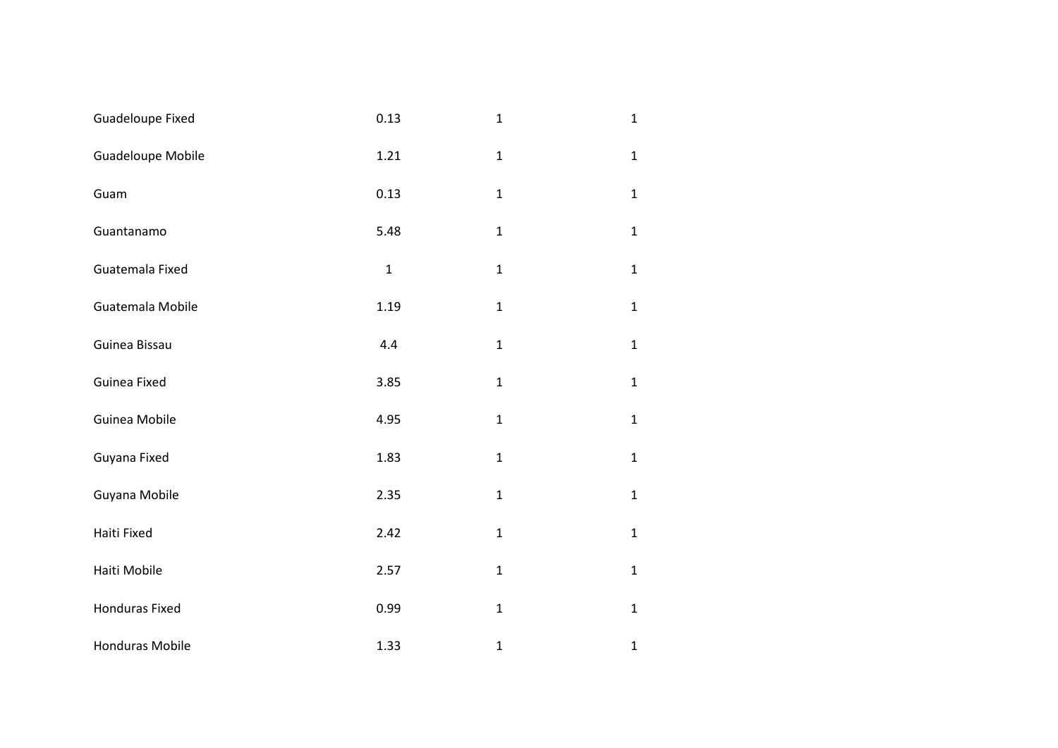| | | | |
|---|---|---|---|
| Guadeloupe Fixed | 0.13 | 1 | 1 |
| Guadeloupe Mobile | 1.21 | 1 | 1 |
| Guam | 0.13 | 1 | 1 |
| Guantanamo | 5.48 | 1 | 1 |
| Guatemala Fixed | 1 | 1 | 1 |
| Guatemala Mobile | 1.19 | 1 | 1 |
| Guinea Bissau | 4.4 | 1 | 1 |
| Guinea Fixed | 3.85 | 1 | 1 |
| Guinea Mobile | 4.95 | 1 | 1 |
| Guyana Fixed | 1.83 | 1 | 1 |
| Guyana Mobile | 2.35 | 1 | 1 |
| Haiti Fixed | 2.42 | 1 | 1 |
| Haiti Mobile | 2.57 | 1 | 1 |
| Honduras Fixed | 0.99 | 1 | 1 |
| Honduras Mobile | 1.33 | 1 | 1 |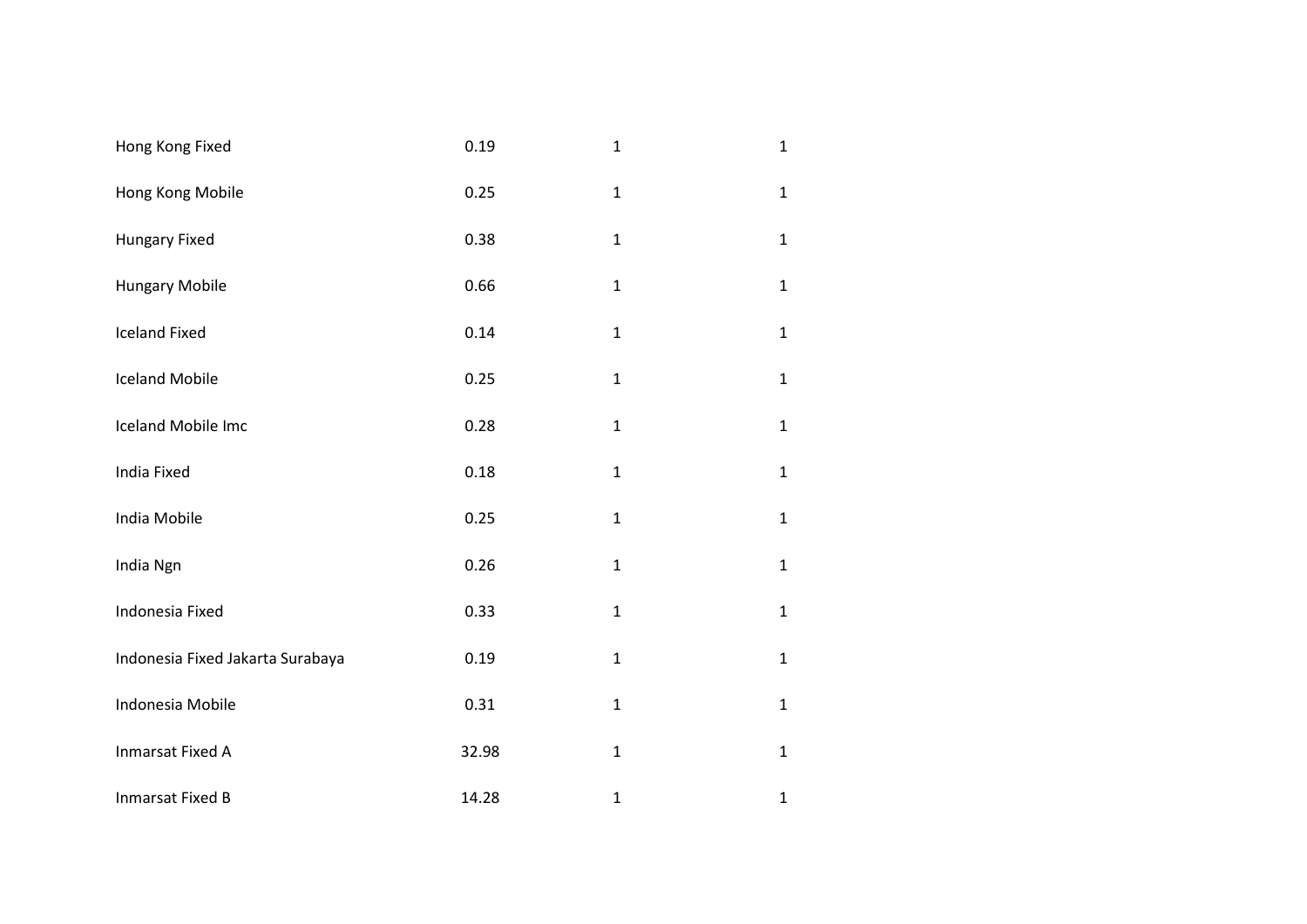| | | | |
|---|---|---|---|
| Hong Kong Fixed | 0.19 | 1 | 1 |
| Hong Kong Mobile | 0.25 | 1 | 1 |
| Hungary Fixed | 0.38 | 1 | 1 |
| Hungary Mobile | 0.66 | 1 | 1 |
| Iceland Fixed | 0.14 | 1 | 1 |
| Iceland Mobile | 0.25 | 1 | 1 |
| Iceland Mobile Imc | 0.28 | 1 | 1 |
| India Fixed | 0.18 | 1 | 1 |
| India Mobile | 0.25 | 1 | 1 |
| India Ngn | 0.26 | 1 | 1 |
| Indonesia Fixed | 0.33 | 1 | 1 |
| Indonesia Fixed Jakarta Surabaya | 0.19 | 1 | 1 |
| Indonesia Mobile | 0.31 | 1 | 1 |
| Inmarsat Fixed A | 32.98 | 1 | 1 |
| Inmarsat Fixed B | 14.28 | 1 | 1 |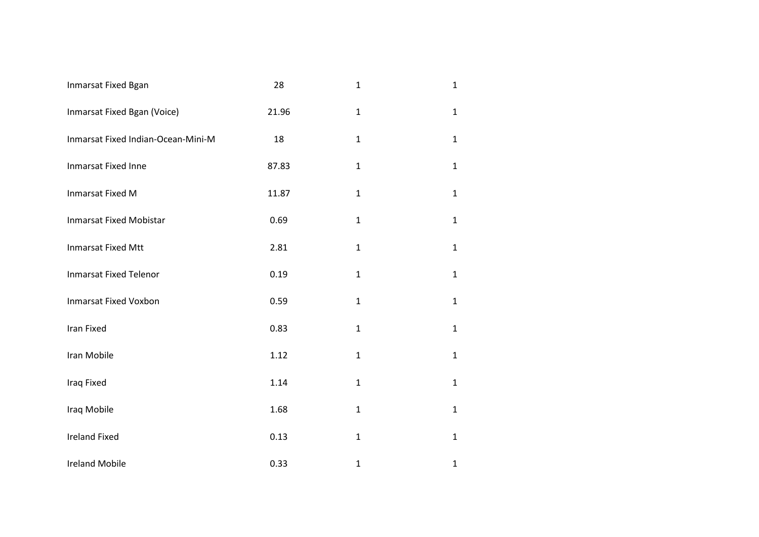| | | | |
|---|---|---|---|
| Inmarsat Fixed Bgan | 28 | 1 | 1 |
| Inmarsat Fixed Bgan (Voice) | 21.96 | 1 | 1 |
| Inmarsat Fixed Indian-Ocean-Mini-M | 18 | 1 | 1 |
| Inmarsat Fixed Inne | 87.83 | 1 | 1 |
| Inmarsat Fixed M | 11.87 | 1 | 1 |
| Inmarsat Fixed Mobistar | 0.69 | 1 | 1 |
| Inmarsat Fixed Mtt | 2.81 | 1 | 1 |
| Inmarsat Fixed Telenor | 0.19 | 1 | 1 |
| Inmarsat Fixed Voxbon | 0.59 | 1 | 1 |
| Iran Fixed | 0.83 | 1 | 1 |
| Iran Mobile | 1.12 | 1 | 1 |
| Iraq Fixed | 1.14 | 1 | 1 |
| Iraq Mobile | 1.68 | 1 | 1 |
| Ireland Fixed | 0.13 | 1 | 1 |
| Ireland Mobile | 0.33 | 1 | 1 |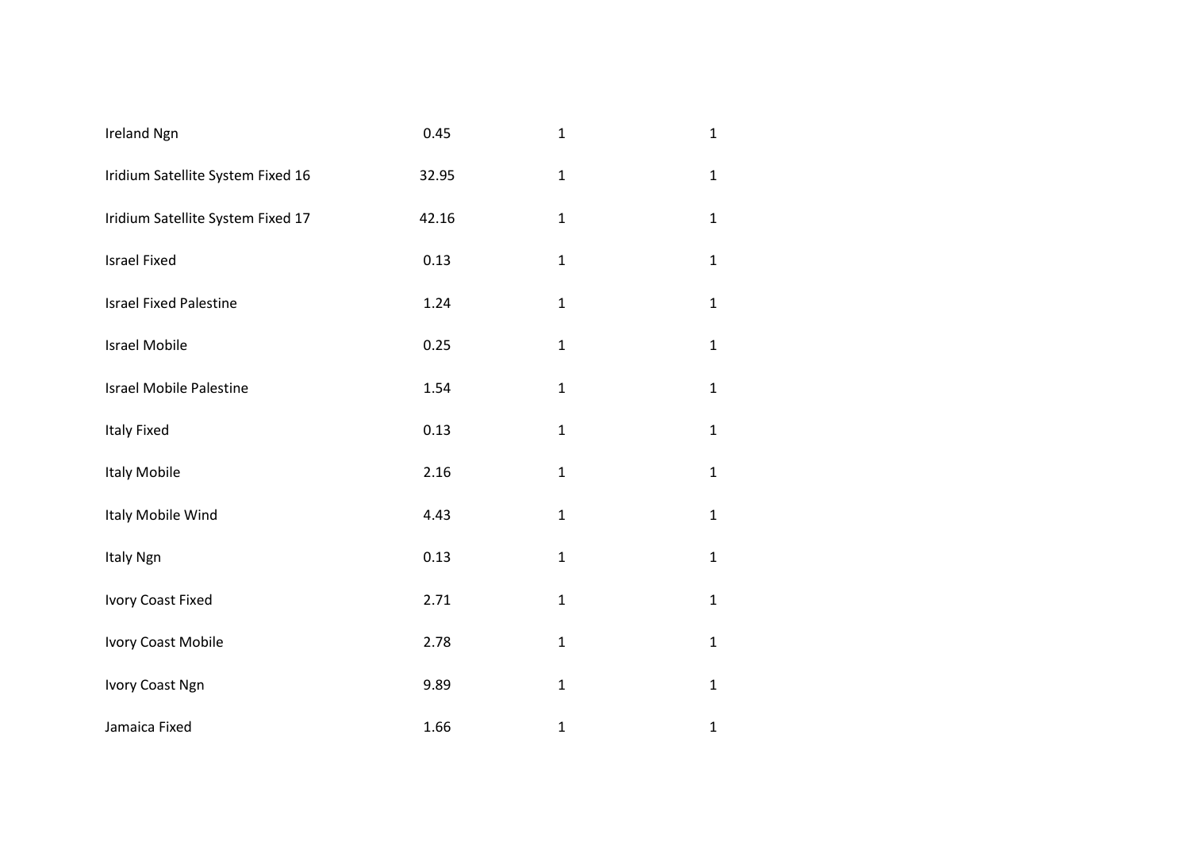| | | | |
|---|---|---|---|
| Ireland Ngn | 0.45 | 1 | 1 |
| Iridium Satellite System Fixed 16 | 32.95 | 1 | 1 |
| Iridium Satellite System Fixed 17 | 42.16 | 1 | 1 |
| Israel Fixed | 0.13 | 1 | 1 |
| Israel Fixed Palestine | 1.24 | 1 | 1 |
| Israel Mobile | 0.25 | 1 | 1 |
| Israel Mobile Palestine | 1.54 | 1 | 1 |
| Italy Fixed | 0.13 | 1 | 1 |
| Italy Mobile | 2.16 | 1 | 1 |
| Italy Mobile Wind | 4.43 | 1 | 1 |
| Italy Ngn | 0.13 | 1 | 1 |
| Ivory Coast Fixed | 2.71 | 1 | 1 |
| Ivory Coast Mobile | 2.78 | 1 | 1 |
| Ivory Coast Ngn | 9.89 | 1 | 1 |
| Jamaica Fixed | 1.66 | 1 | 1 |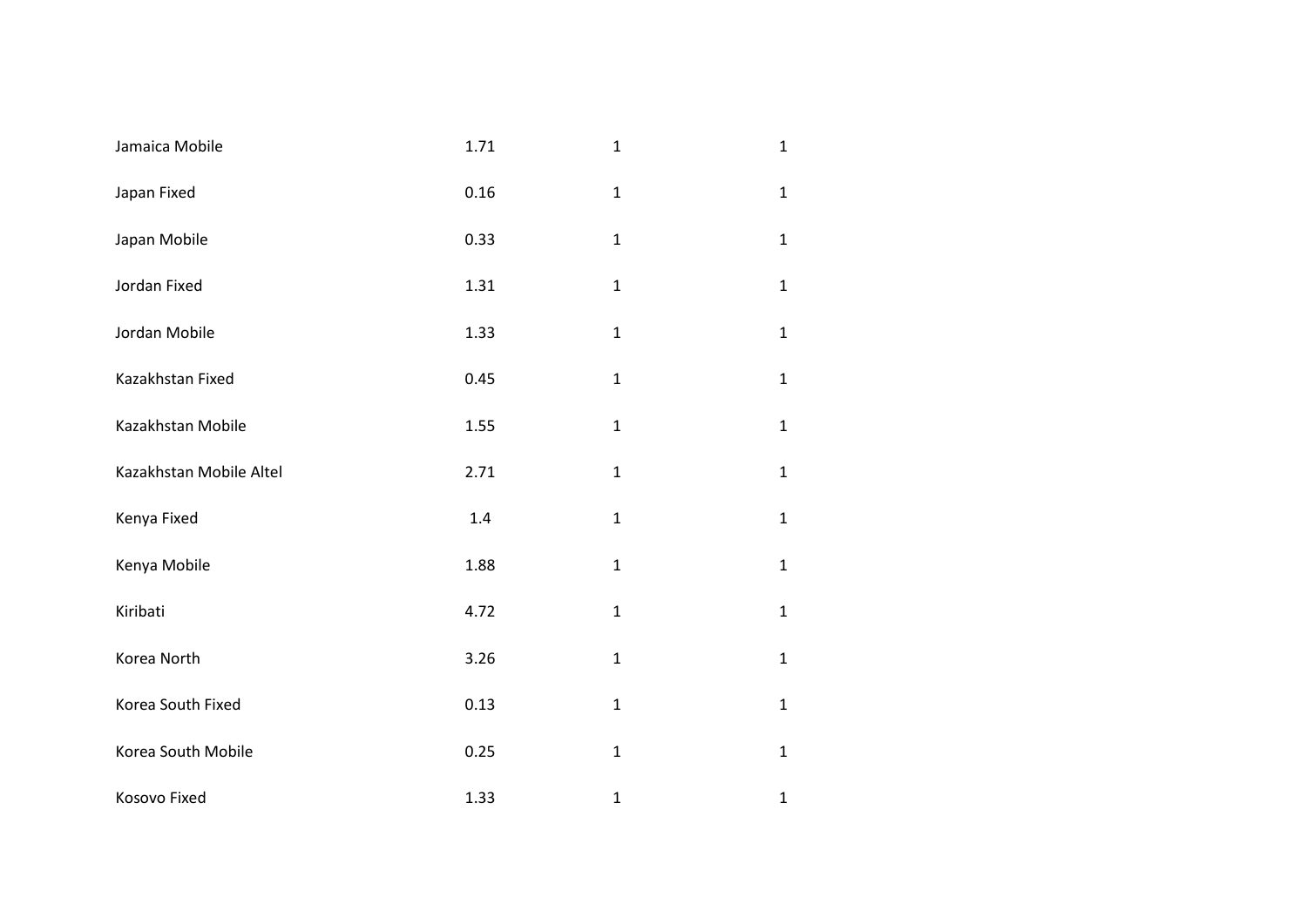| | | | |
|---|---|---|---|
| Jamaica Mobile | 1.71 | 1 | 1 |
| Japan Fixed | 0.16 | 1 | 1 |
| Japan Mobile | 0.33 | 1 | 1 |
| Jordan Fixed | 1.31 | 1 | 1 |
| Jordan Mobile | 1.33 | 1 | 1 |
| Kazakhstan Fixed | 0.45 | 1 | 1 |
| Kazakhstan Mobile | 1.55 | 1 | 1 |
| Kazakhstan Mobile Altel | 2.71 | 1 | 1 |
| Kenya Fixed | 1.4 | 1 | 1 |
| Kenya Mobile | 1.88 | 1 | 1 |
| Kiribati | 4.72 | 1 | 1 |
| Korea North | 3.26 | 1 | 1 |
| Korea South Fixed | 0.13 | 1 | 1 |
| Korea South Mobile | 0.25 | 1 | 1 |
| Kosovo Fixed | 1.33 | 1 | 1 |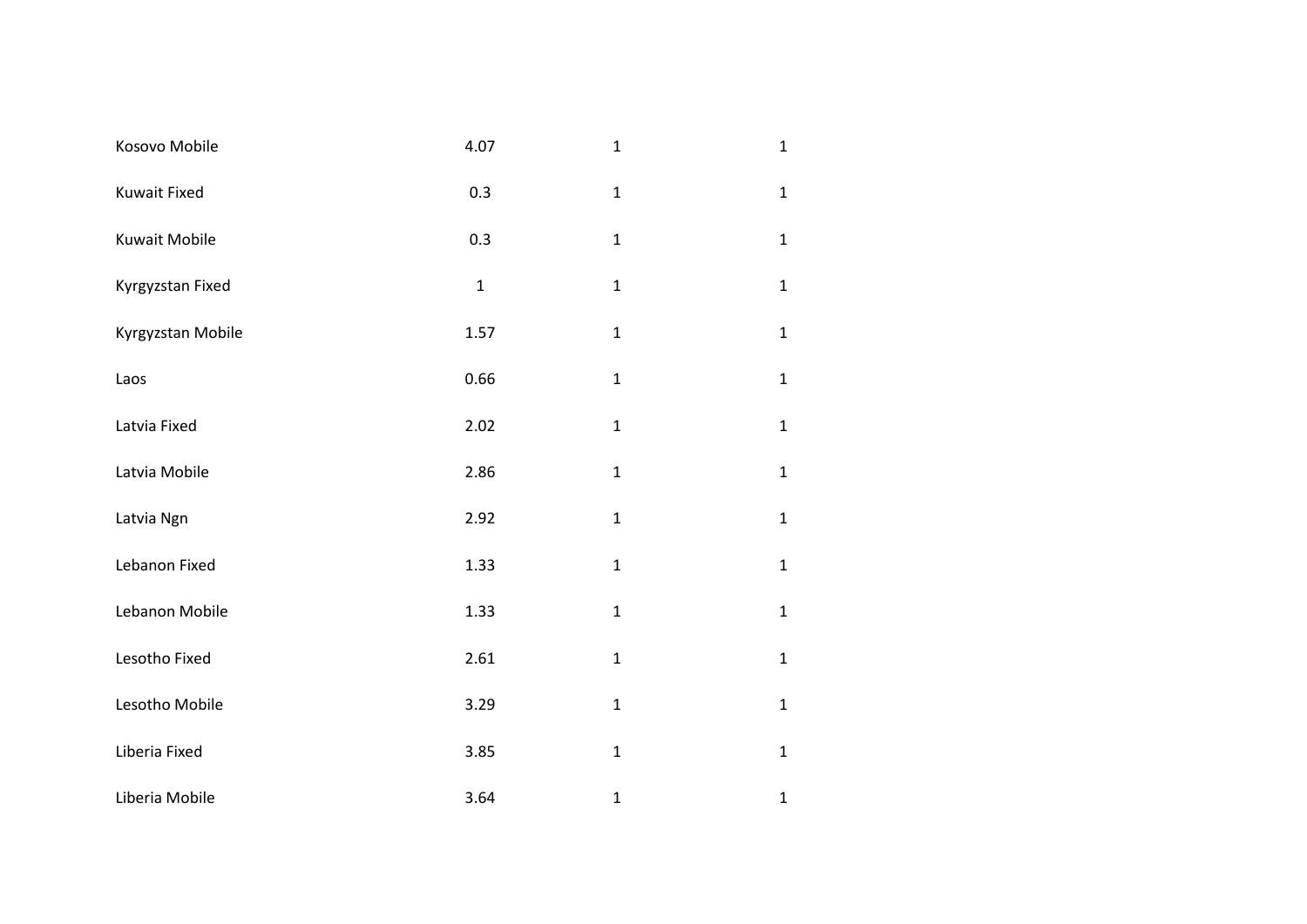| | | | |
|---|---|---|---|
| Kosovo Mobile | 4.07 | 1 | 1 |
| Kuwait Fixed | 0.3 | 1 | 1 |
| Kuwait Mobile | 0.3 | 1 | 1 |
| Kyrgyzstan Fixed | 1 | 1 | 1 |
| Kyrgyzstan Mobile | 1.57 | 1 | 1 |
| Laos | 0.66 | 1 | 1 |
| Latvia Fixed | 2.02 | 1 | 1 |
| Latvia Mobile | 2.86 | 1 | 1 |
| Latvia Ngn | 2.92 | 1 | 1 |
| Lebanon Fixed | 1.33 | 1 | 1 |
| Lebanon Mobile | 1.33 | 1 | 1 |
| Lesotho Fixed | 2.61 | 1 | 1 |
| Lesotho Mobile | 3.29 | 1 | 1 |
| Liberia Fixed | 3.85 | 1 | 1 |
| Liberia Mobile | 3.64 | 1 | 1 |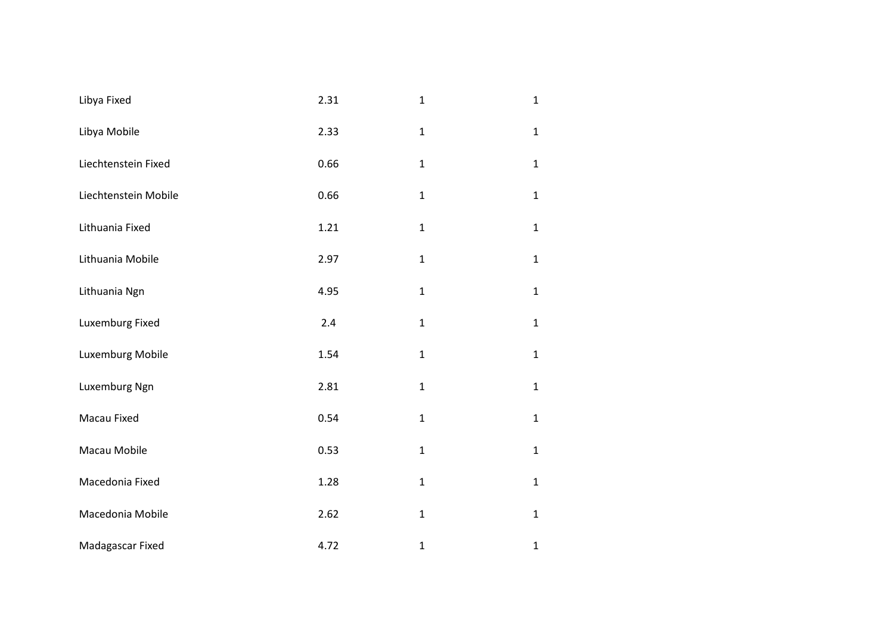| | | | |
|---|---|---|---|
| Libya Fixed | 2.31 | 1 | 1 |
| Libya Mobile | 2.33 | 1 | 1 |
| Liechtenstein Fixed | 0.66 | 1 | 1 |
| Liechtenstein Mobile | 0.66 | 1 | 1 |
| Lithuania Fixed | 1.21 | 1 | 1 |
| Lithuania Mobile | 2.97 | 1 | 1 |
| Lithuania Ngn | 4.95 | 1 | 1 |
| Luxemburg Fixed | 2.4 | 1 | 1 |
| Luxemburg Mobile | 1.54 | 1 | 1 |
| Luxemburg Ngn | 2.81 | 1 | 1 |
| Macau Fixed | 0.54 | 1 | 1 |
| Macau Mobile | 0.53 | 1 | 1 |
| Macedonia Fixed | 1.28 | 1 | 1 |
| Macedonia Mobile | 2.62 | 1 | 1 |
| Madagascar Fixed | 4.72 | 1 | 1 |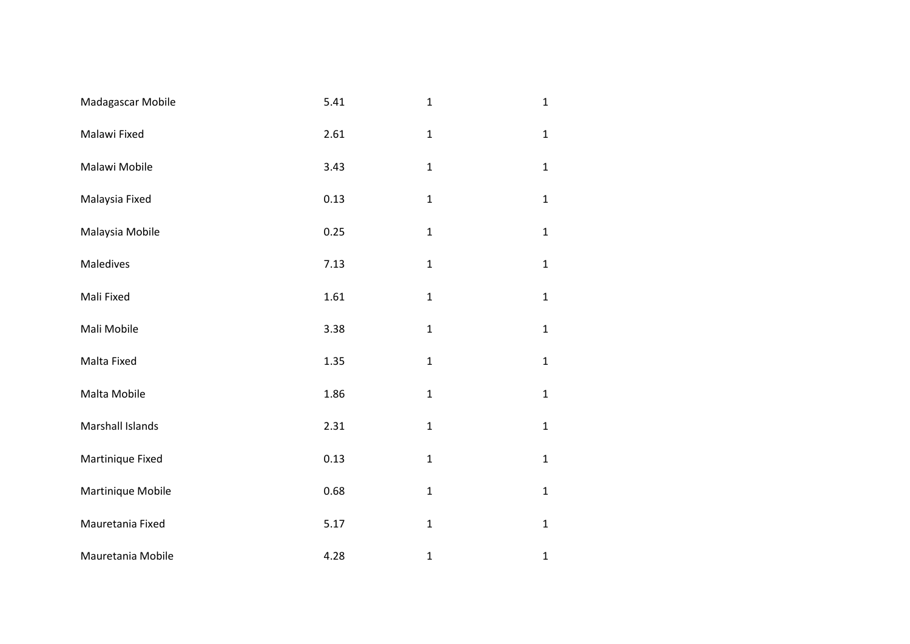| | | | |
|---|---|---|---|
| Madagascar Mobile | 5.41 | 1 | 1 |
| Malawi Fixed | 2.61 | 1 | 1 |
| Malawi Mobile | 3.43 | 1 | 1 |
| Malaysia Fixed | 0.13 | 1 | 1 |
| Malaysia Mobile | 0.25 | 1 | 1 |
| Maledives | 7.13 | 1 | 1 |
| Mali Fixed | 1.61 | 1 | 1 |
| Mali Mobile | 3.38 | 1 | 1 |
| Malta Fixed | 1.35 | 1 | 1 |
| Malta Mobile | 1.86 | 1 | 1 |
| Marshall Islands | 2.31 | 1 | 1 |
| Martinique Fixed | 0.13 | 1 | 1 |
| Martinique Mobile | 0.68 | 1 | 1 |
| Mauretania Fixed | 5.17 | 1 | 1 |
| Mauretania Mobile | 4.28 | 1 | 1 |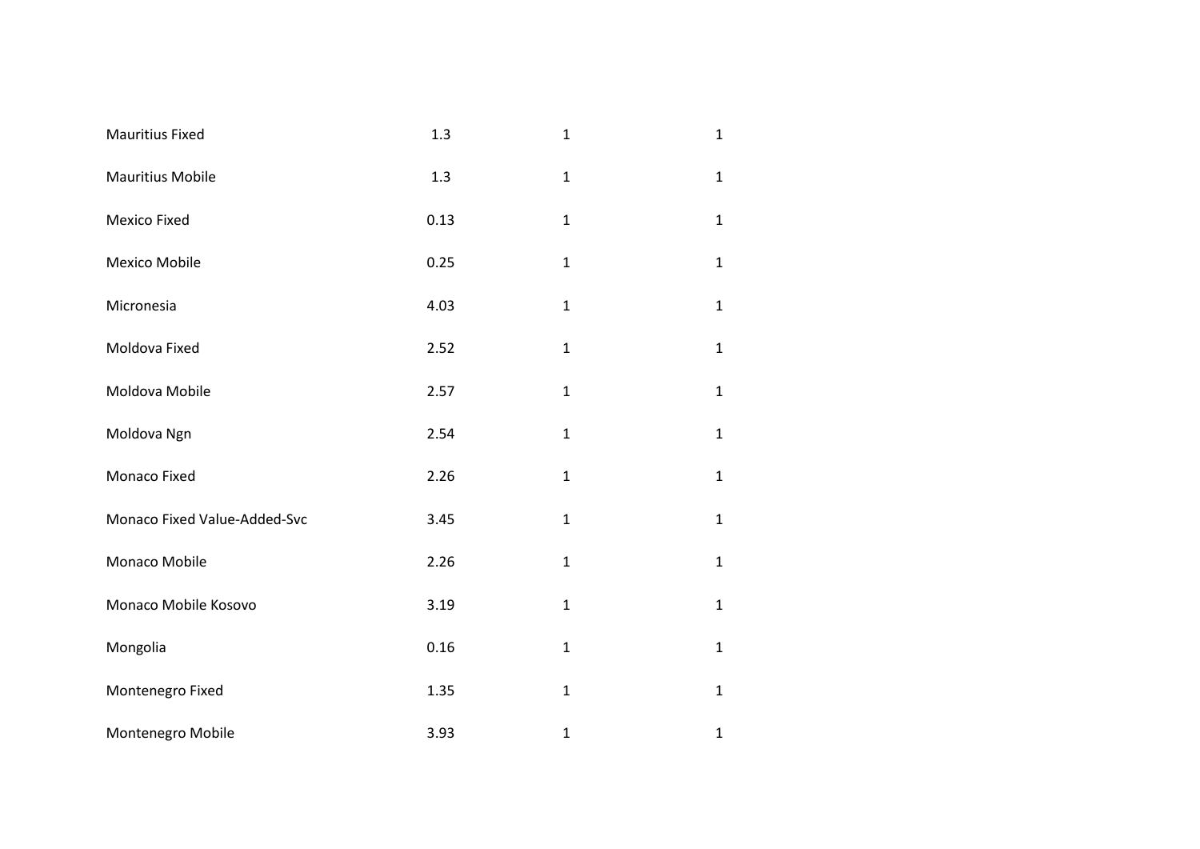| | | | |
|---|---|---|---|
| Mauritius Fixed | 1.3 | 1 | 1 |
| Mauritius Mobile | 1.3 | 1 | 1 |
| Mexico Fixed | 0.13 | 1 | 1 |
| Mexico Mobile | 0.25 | 1 | 1 |
| Micronesia | 4.03 | 1 | 1 |
| Moldova Fixed | 2.52 | 1 | 1 |
| Moldova Mobile | 2.57 | 1 | 1 |
| Moldova Ngn | 2.54 | 1 | 1 |
| Monaco Fixed | 2.26 | 1 | 1 |
| Monaco Fixed Value-Added-Svc | 3.45 | 1 | 1 |
| Monaco Mobile | 2.26 | 1 | 1 |
| Monaco Mobile Kosovo | 3.19 | 1 | 1 |
| Mongolia | 0.16 | 1 | 1 |
| Montenegro Fixed | 1.35 | 1 | 1 |
| Montenegro Mobile | 3.93 | 1 | 1 |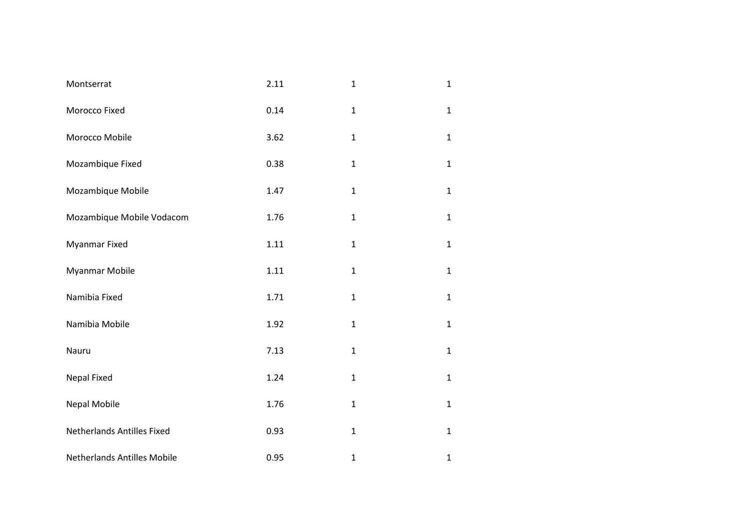| | | | |
|---|---|---|---|
| Montserrat | 2.11 | 1 | 1 |
| Morocco Fixed | 0.14 | 1 | 1 |
| Morocco Mobile | 3.62 | 1 | 1 |
| Mozambique Fixed | 0.38 | 1 | 1 |
| Mozambique Mobile | 1.47 | 1 | 1 |
| Mozambique Mobile Vodacom | 1.76 | 1 | 1 |
| Myanmar Fixed | 1.11 | 1 | 1 |
| Myanmar Mobile | 1.11 | 1 | 1 |
| Namibia Fixed | 1.71 | 1 | 1 |
| Namibia Mobile | 1.92 | 1 | 1 |
| Nauru | 7.13 | 1 | 1 |
| Nepal Fixed | 1.24 | 1 | 1 |
| Nepal Mobile | 1.76 | 1 | 1 |
| Netherlands Antilles Fixed | 0.93 | 1 | 1 |
| Netherlands Antilles Mobile | 0.95 | 1 | 1 |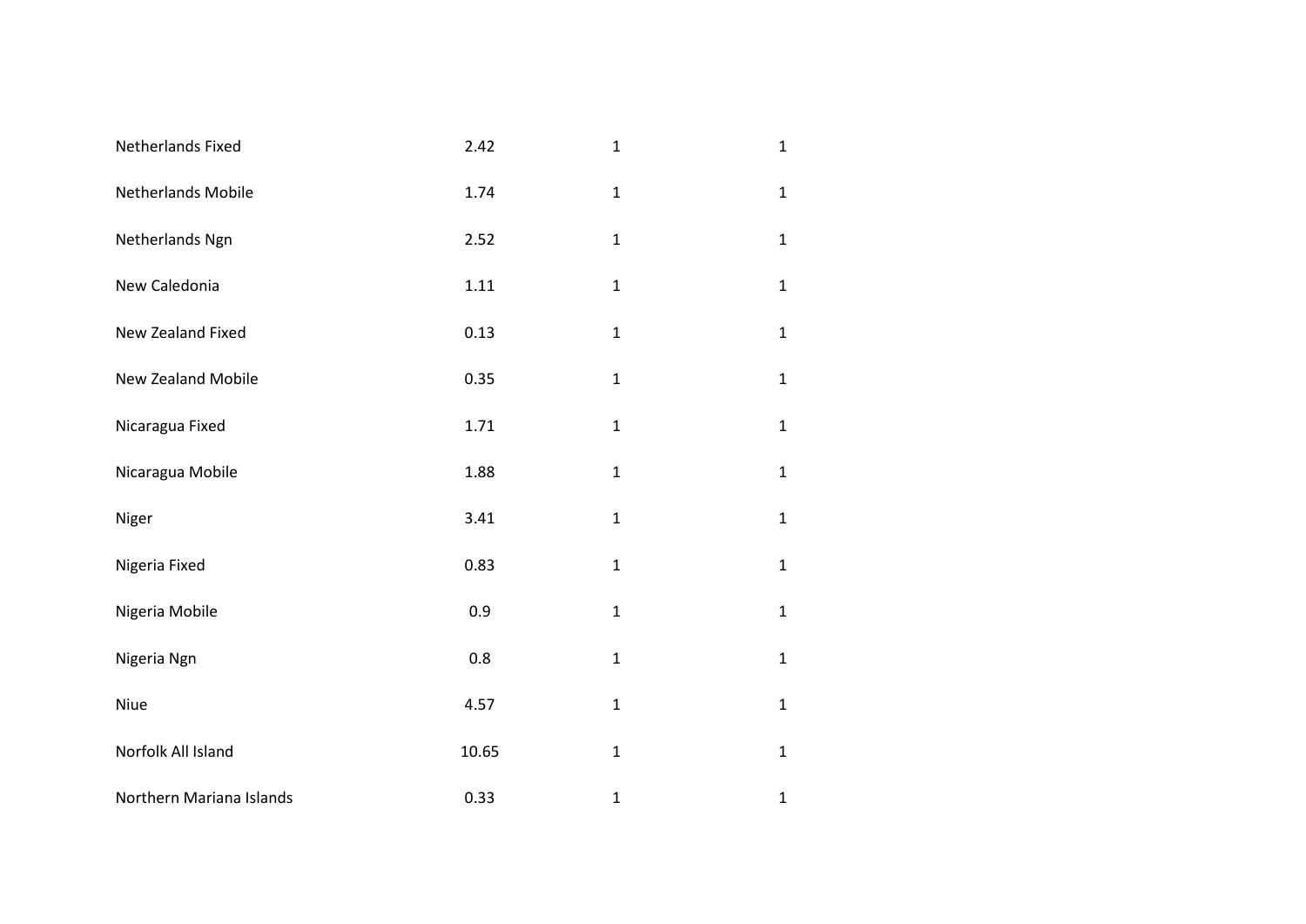| | | | |
|---|---|---|---|
| Netherlands Fixed | 2.42 | 1 | 1 |
| Netherlands Mobile | 1.74 | 1 | 1 |
| Netherlands Ngn | 2.52 | 1 | 1 |
| New Caledonia | 1.11 | 1 | 1 |
| New Zealand Fixed | 0.13 | 1 | 1 |
| New Zealand Mobile | 0.35 | 1 | 1 |
| Nicaragua Fixed | 1.71 | 1 | 1 |
| Nicaragua Mobile | 1.88 | 1 | 1 |
| Niger | 3.41 | 1 | 1 |
| Nigeria Fixed | 0.83 | 1 | 1 |
| Nigeria Mobile | 0.9 | 1 | 1 |
| Nigeria Ngn | 0.8 | 1 | 1 |
| Niue | 4.57 | 1 | 1 |
| Norfolk All Island | 10.65 | 1 | 1 |
| Northern Mariana Islands | 0.33 | 1 | 1 |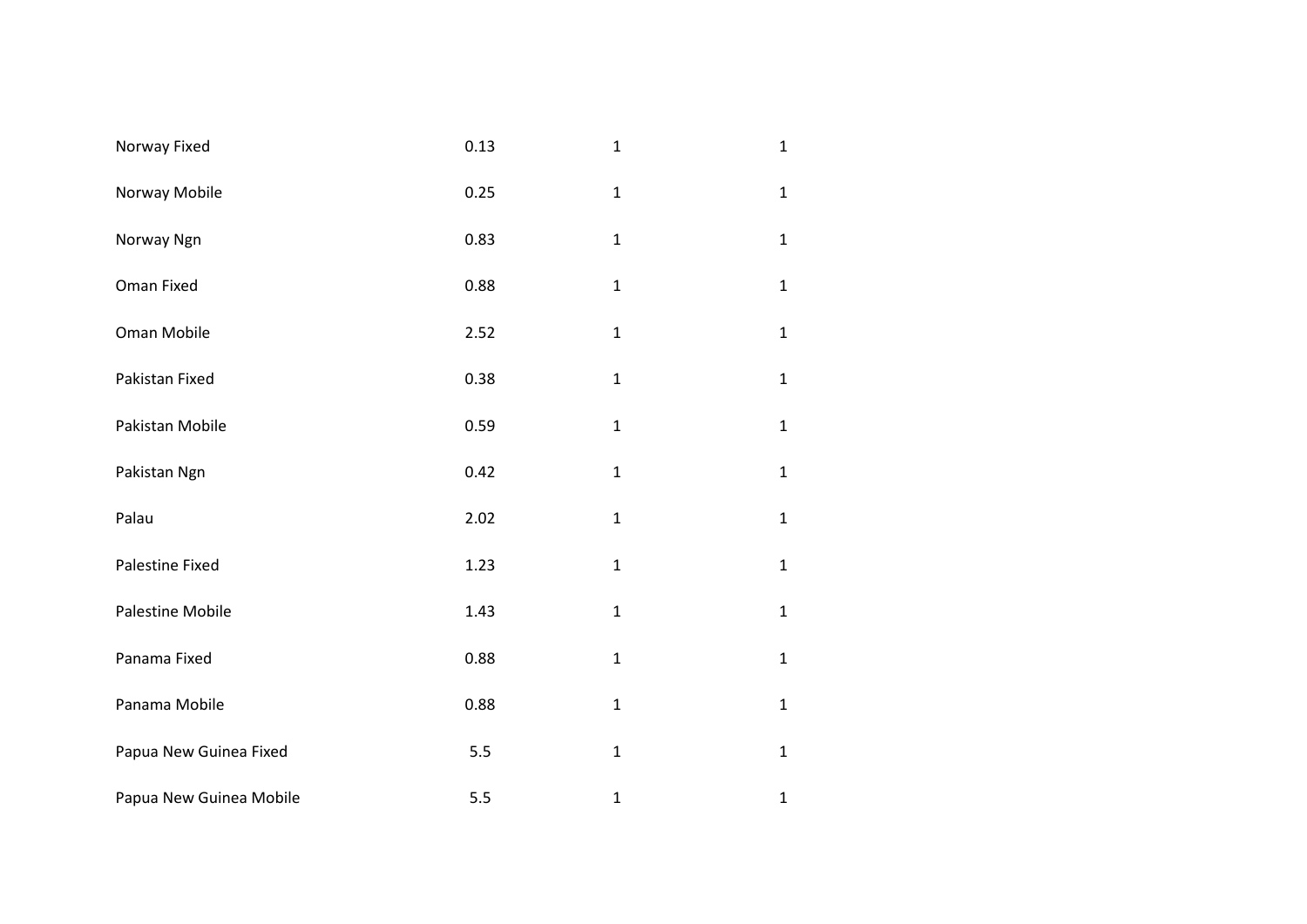| | | | |
|---|---|---|---|
| Norway Fixed | 0.13 | 1 | 1 |
| Norway Mobile | 0.25 | 1 | 1 |
| Norway Ngn | 0.83 | 1 | 1 |
| Oman Fixed | 0.88 | 1 | 1 |
| Oman Mobile | 2.52 | 1 | 1 |
| Pakistan Fixed | 0.38 | 1 | 1 |
| Pakistan Mobile | 0.59 | 1 | 1 |
| Pakistan Ngn | 0.42 | 1 | 1 |
| Palau | 2.02 | 1 | 1 |
| Palestine Fixed | 1.23 | 1 | 1 |
| Palestine Mobile | 1.43 | 1 | 1 |
| Panama Fixed | 0.88 | 1 | 1 |
| Panama Mobile | 0.88 | 1 | 1 |
| Papua New Guinea Fixed | 5.5 | 1 | 1 |
| Papua New Guinea Mobile | 5.5 | 1 | 1 |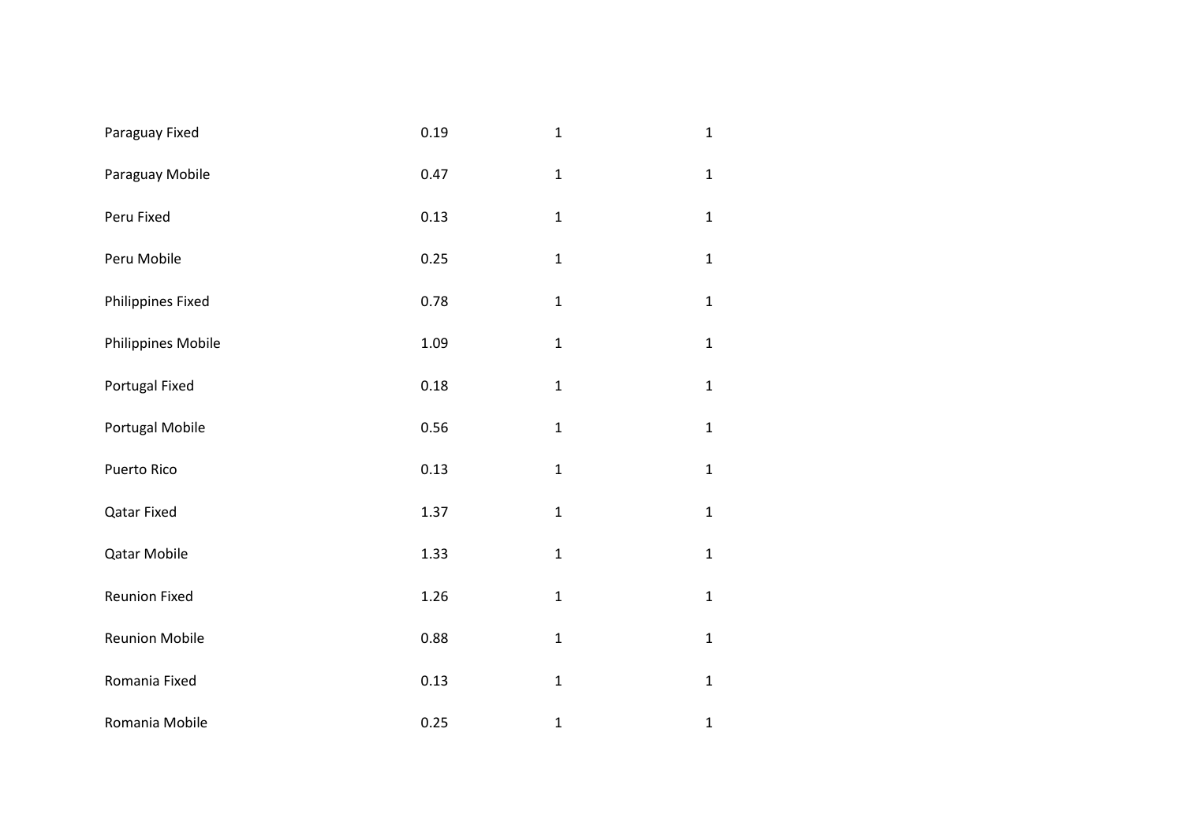| | | | |
|---|---|---|---|
| Paraguay Fixed | 0.19 | 1 | 1 |
| Paraguay Mobile | 0.47 | 1 | 1 |
| Peru Fixed | 0.13 | 1 | 1 |
| Peru Mobile | 0.25 | 1 | 1 |
| Philippines Fixed | 0.78 | 1 | 1 |
| Philippines Mobile | 1.09 | 1 | 1 |
| Portugal Fixed | 0.18 | 1 | 1 |
| Portugal Mobile | 0.56 | 1 | 1 |
| Puerto Rico | 0.13 | 1 | 1 |
| Qatar Fixed | 1.37 | 1 | 1 |
| Qatar Mobile | 1.33 | 1 | 1 |
| Reunion Fixed | 1.26 | 1 | 1 |
| Reunion Mobile | 0.88 | 1 | 1 |
| Romania Fixed | 0.13 | 1 | 1 |
| Romania Mobile | 0.25 | 1 | 1 |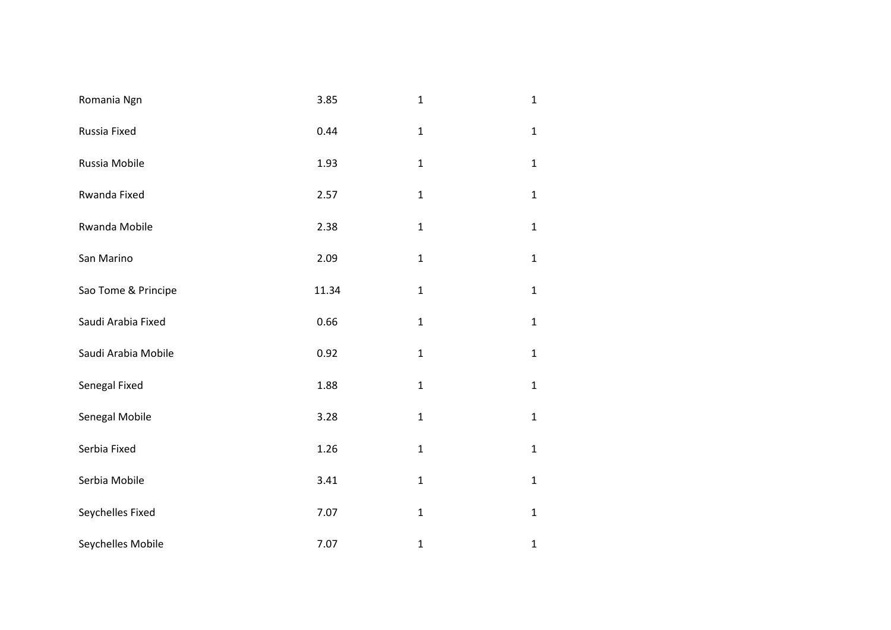| | | | |
|---|---|---|---|
| Romania Ngn | 3.85 | 1 | 1 |
| Russia Fixed | 0.44 | 1 | 1 |
| Russia Mobile | 1.93 | 1 | 1 |
| Rwanda Fixed | 2.57 | 1 | 1 |
| Rwanda Mobile | 2.38 | 1 | 1 |
| San Marino | 2.09 | 1 | 1 |
| Sao Tome & Principe | 11.34 | 1 | 1 |
| Saudi Arabia Fixed | 0.66 | 1 | 1 |
| Saudi Arabia Mobile | 0.92 | 1 | 1 |
| Senegal Fixed | 1.88 | 1 | 1 |
| Senegal Mobile | 3.28 | 1 | 1 |
| Serbia Fixed | 1.26 | 1 | 1 |
| Serbia Mobile | 3.41 | 1 | 1 |
| Seychelles Fixed | 7.07 | 1 | 1 |
| Seychelles Mobile | 7.07 | 1 | 1 |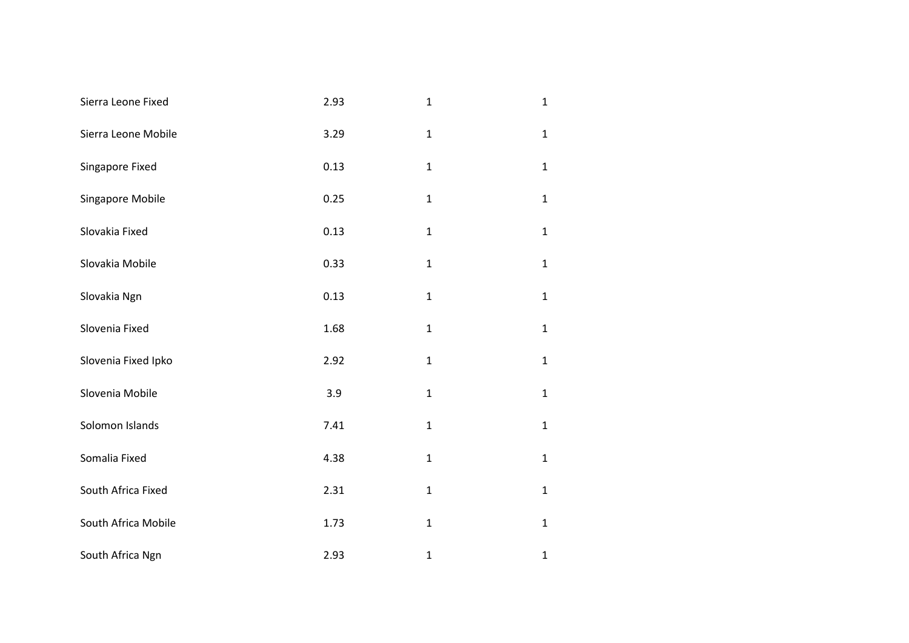| | | | |
|---|---|---|---|
| Sierra Leone Fixed | 2.93 | 1 | 1 |
| Sierra Leone Mobile | 3.29 | 1 | 1 |
| Singapore Fixed | 0.13 | 1 | 1 |
| Singapore Mobile | 0.25 | 1 | 1 |
| Slovakia Fixed | 0.13 | 1 | 1 |
| Slovakia Mobile | 0.33 | 1 | 1 |
| Slovakia Ngn | 0.13 | 1 | 1 |
| Slovenia Fixed | 1.68 | 1 | 1 |
| Slovenia Fixed Ipko | 2.92 | 1 | 1 |
| Slovenia Mobile | 3.9 | 1 | 1 |
| Solomon Islands | 7.41 | 1 | 1 |
| Somalia Fixed | 4.38 | 1 | 1 |
| South Africa Fixed | 2.31 | 1 | 1 |
| South Africa Mobile | 1.73 | 1 | 1 |
| South Africa Ngn | 2.93 | 1 | 1 |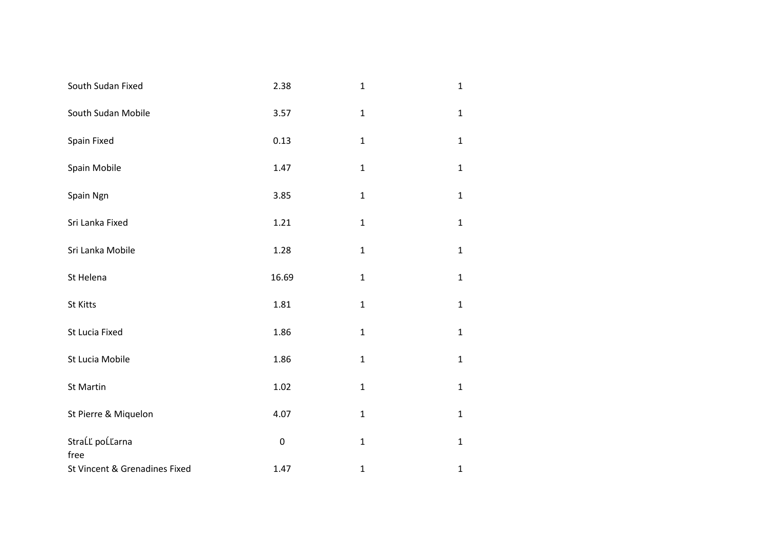| | | | |
|---|---|---|---|
| South Sudan Fixed | 2.38 | 1 | 1 |
| South Sudan Mobile | 3.57 | 1 | 1 |
| Spain Fixed | 0.13 | 1 | 1 |
| Spain Mobile | 1.47 | 1 | 1 |
| Spain Ngn | 3.85 | 1 | 1 |
| Sri Lanka Fixed | 1.21 | 1 | 1 |
| Sri Lanka Mobile | 1.28 | 1 | 1 |
| St Helena | 16.69 | 1 | 1 |
| St Kitts | 1.81 | 1 | 1 |
| St Lucia Fixed | 1.86 | 1 | 1 |
| St Lucia Mobile | 1.86 | 1 | 1 |
| St Martin | 1.02 | 1 | 1 |
| St Pierre & Miquelon | 4.07 | 1 | 1 |
| StraĹĽ poĹĽarna free | 0 | 1 | 1 |
| St Vincent & Grenadines Fixed | 1.47 | 1 | 1 |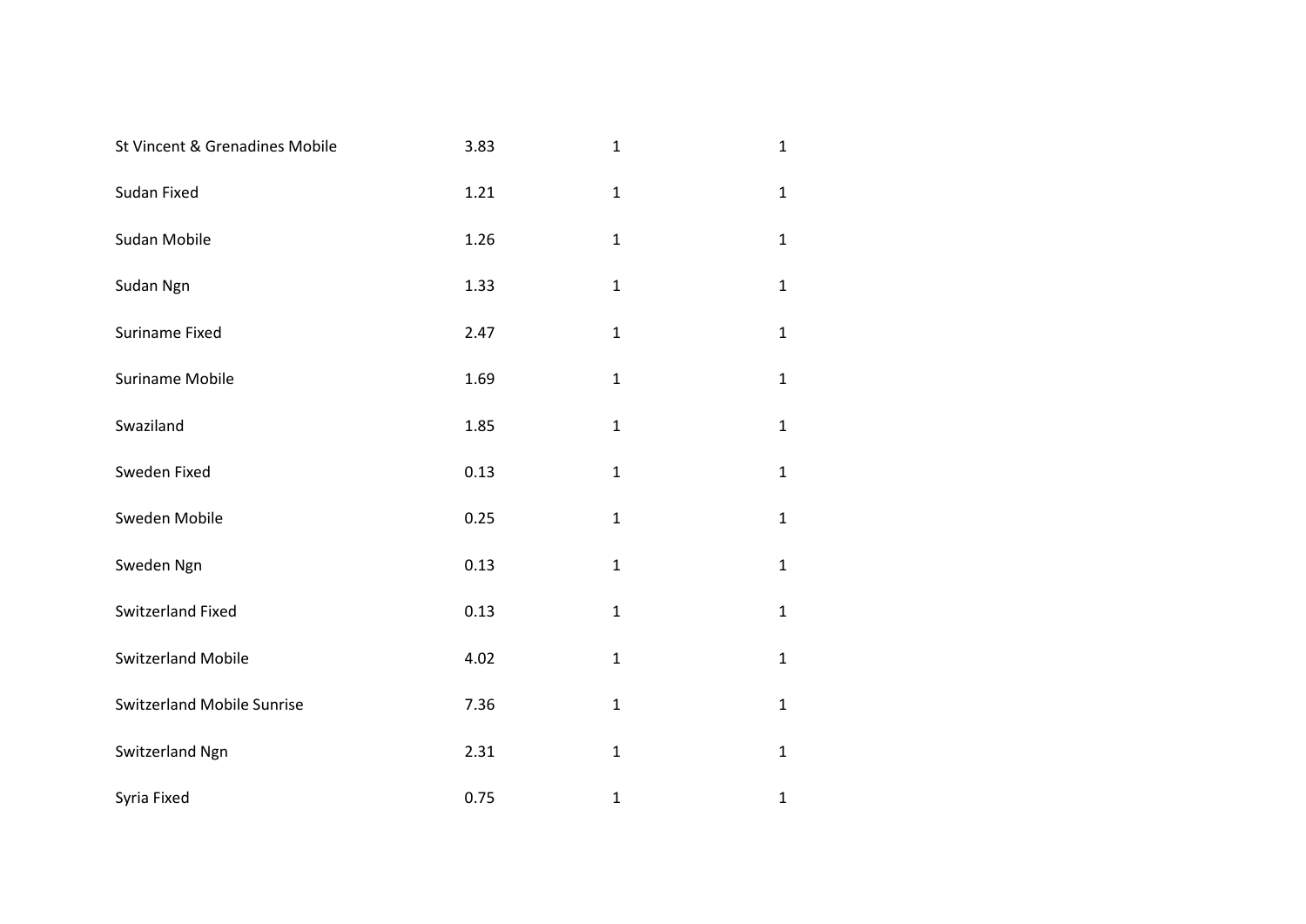| | | | |
|---|---|---|---|
| St Vincent & Grenadines Mobile | 3.83 | 1 | 1 |
| Sudan Fixed | 1.21 | 1 | 1 |
| Sudan Mobile | 1.26 | 1 | 1 |
| Sudan Ngn | 1.33 | 1 | 1 |
| Suriname Fixed | 2.47 | 1 | 1 |
| Suriname Mobile | 1.69 | 1 | 1 |
| Swaziland | 1.85 | 1 | 1 |
| Sweden Fixed | 0.13 | 1 | 1 |
| Sweden Mobile | 0.25 | 1 | 1 |
| Sweden Ngn | 0.13 | 1 | 1 |
| Switzerland Fixed | 0.13 | 1 | 1 |
| Switzerland Mobile | 4.02 | 1 | 1 |
| Switzerland Mobile Sunrise | 7.36 | 1 | 1 |
| Switzerland Ngn | 2.31 | 1 | 1 |
| Syria Fixed | 0.75 | 1 | 1 |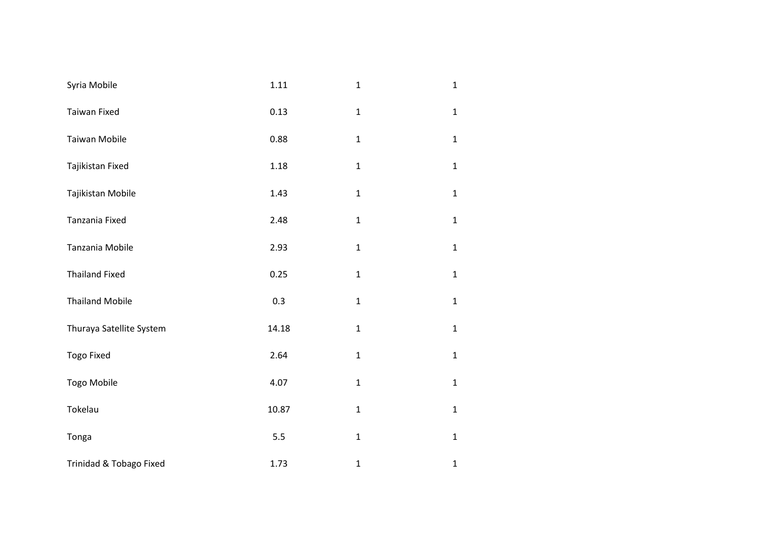| | | | |
|---|---|---|---|
| Syria Mobile | 1.11 | 1 | 1 |
| Taiwan Fixed | 0.13 | 1 | 1 |
| Taiwan Mobile | 0.88 | 1 | 1 |
| Tajikistan Fixed | 1.18 | 1 | 1 |
| Tajikistan Mobile | 1.43 | 1 | 1 |
| Tanzania Fixed | 2.48 | 1 | 1 |
| Tanzania Mobile | 2.93 | 1 | 1 |
| Thailand Fixed | 0.25 | 1 | 1 |
| Thailand Mobile | 0.3 | 1 | 1 |
| Thuraya Satellite System | 14.18 | 1 | 1 |
| Togo Fixed | 2.64 | 1 | 1 |
| Togo Mobile | 4.07 | 1 | 1 |
| Tokelau | 10.87 | 1 | 1 |
| Tonga | 5.5 | 1 | 1 |
| Trinidad & Tobago Fixed | 1.73 | 1 | 1 |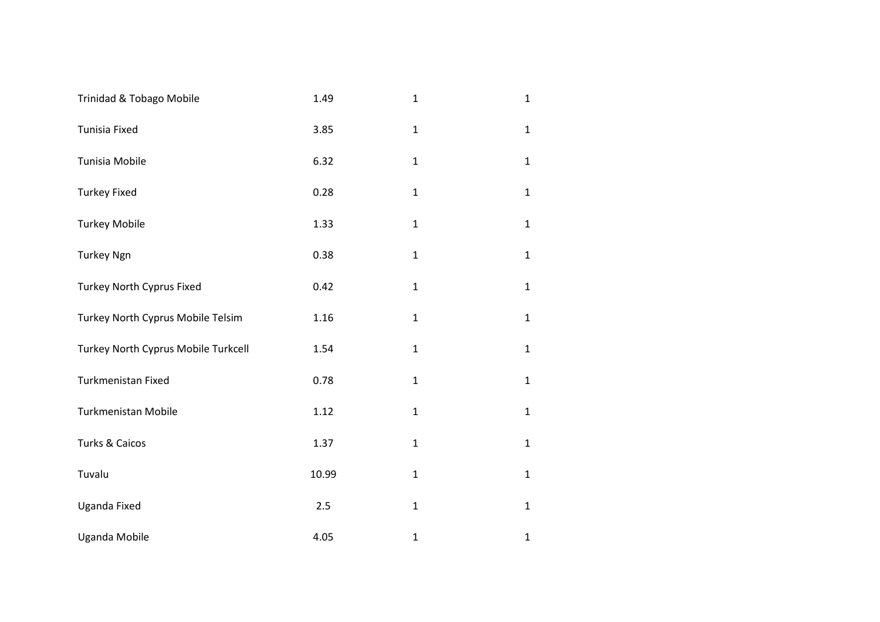| | | | |
|---|---|---|---|
| Trinidad & Tobago Mobile | 1.49 | 1 | 1 |
| Tunisia Fixed | 3.85 | 1 | 1 |
| Tunisia Mobile | 6.32 | 1 | 1 |
| Turkey Fixed | 0.28 | 1 | 1 |
| Turkey Mobile | 1.33 | 1 | 1 |
| Turkey Ngn | 0.38 | 1 | 1 |
| Turkey North Cyprus Fixed | 0.42 | 1 | 1 |
| Turkey North Cyprus Mobile Telsim | 1.16 | 1 | 1 |
| Turkey North Cyprus Mobile Turkcell | 1.54 | 1 | 1 |
| Turkmenistan Fixed | 0.78 | 1 | 1 |
| Turkmenistan Mobile | 1.12 | 1 | 1 |
| Turks & Caicos | 1.37 | 1 | 1 |
| Tuvalu | 10.99 | 1 | 1 |
| Uganda Fixed | 2.5 | 1 | 1 |
| Uganda Mobile | 4.05 | 1 | 1 |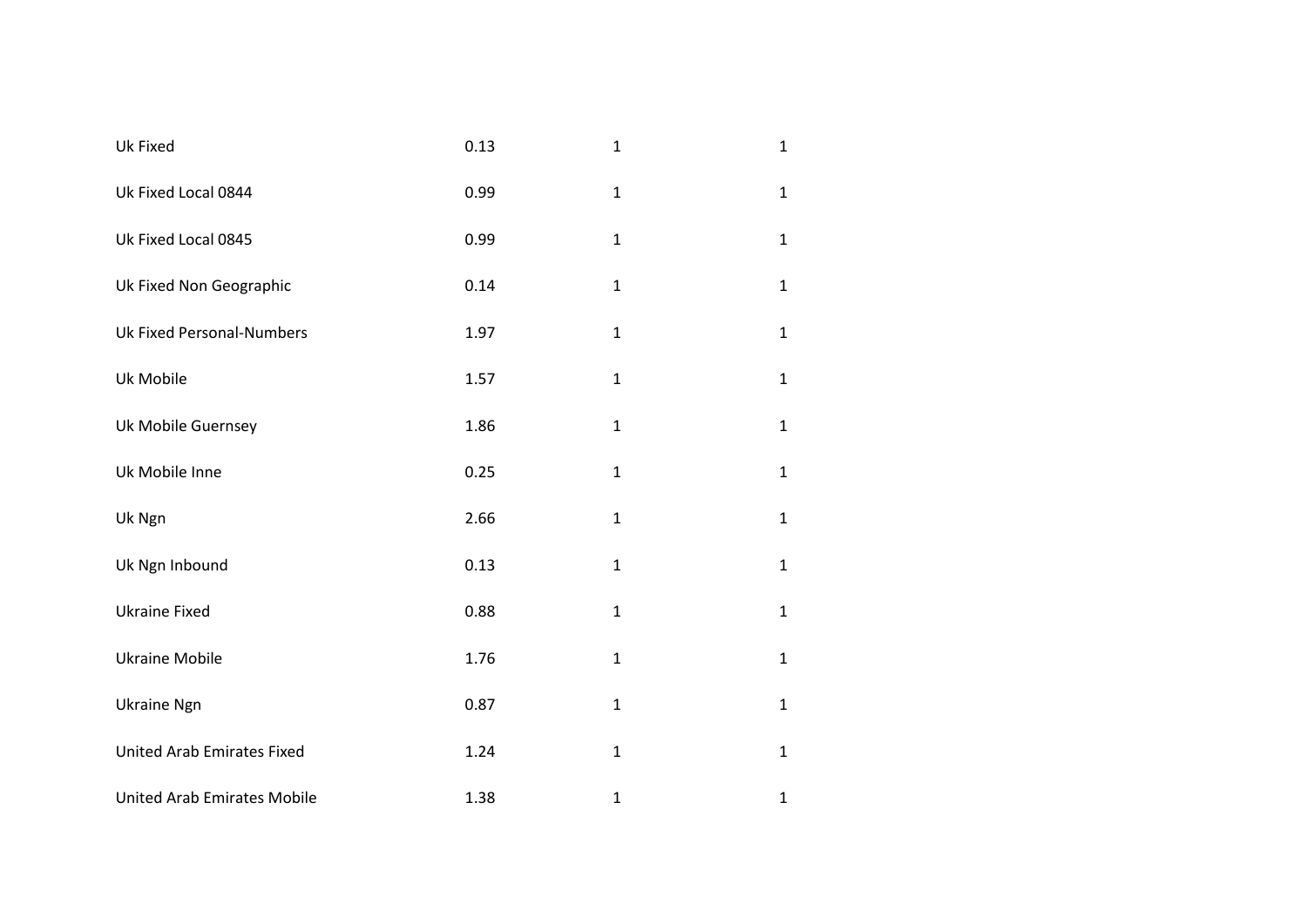| | | | |
|---|---|---|---|
| Uk Fixed | 0.13 | 1 | 1 |
| Uk Fixed Local 0844 | 0.99 | 1 | 1 |
| Uk Fixed Local 0845 | 0.99 | 1 | 1 |
| Uk Fixed Non Geographic | 0.14 | 1 | 1 |
| Uk Fixed Personal-Numbers | 1.97 | 1 | 1 |
| Uk Mobile | 1.57 | 1 | 1 |
| Uk Mobile Guernsey | 1.86 | 1 | 1 |
| Uk Mobile Inne | 0.25 | 1 | 1 |
| Uk Ngn | 2.66 | 1 | 1 |
| Uk Ngn Inbound | 0.13 | 1 | 1 |
| Ukraine Fixed | 0.88 | 1 | 1 |
| Ukraine Mobile | 1.76 | 1 | 1 |
| Ukraine Ngn | 0.87 | 1 | 1 |
| United Arab Emirates Fixed | 1.24 | 1 | 1 |
| United Arab Emirates Mobile | 1.38 | 1 | 1 |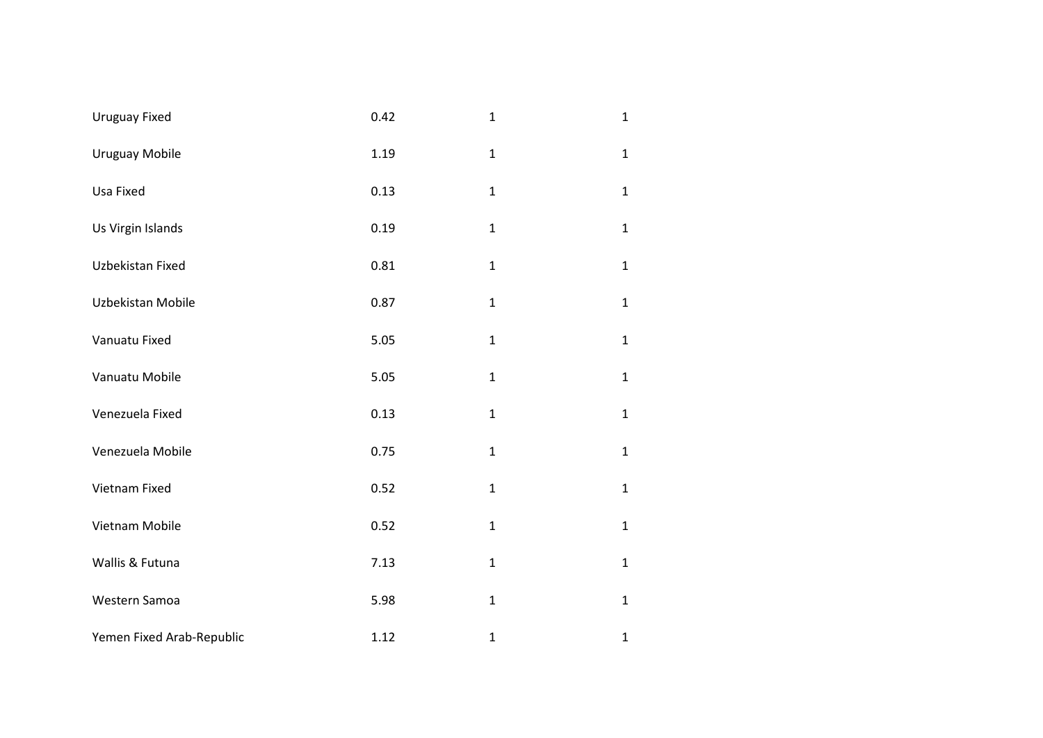| | | | |
|---|---|---|---|
| Uruguay Fixed | 0.42 | 1 | 1 |
| Uruguay Mobile | 1.19 | 1 | 1 |
| Usa Fixed | 0.13 | 1 | 1 |
| Us Virgin Islands | 0.19 | 1 | 1 |
| Uzbekistan Fixed | 0.81 | 1 | 1 |
| Uzbekistan Mobile | 0.87 | 1 | 1 |
| Vanuatu Fixed | 5.05 | 1 | 1 |
| Vanuatu Mobile | 5.05 | 1 | 1 |
| Venezuela Fixed | 0.13 | 1 | 1 |
| Venezuela Mobile | 0.75 | 1 | 1 |
| Vietnam Fixed | 0.52 | 1 | 1 |
| Vietnam Mobile | 0.52 | 1 | 1 |
| Wallis & Futuna | 7.13 | 1 | 1 |
| Western Samoa | 5.98 | 1 | 1 |
| Yemen Fixed Arab-Republic | 1.12 | 1 | 1 |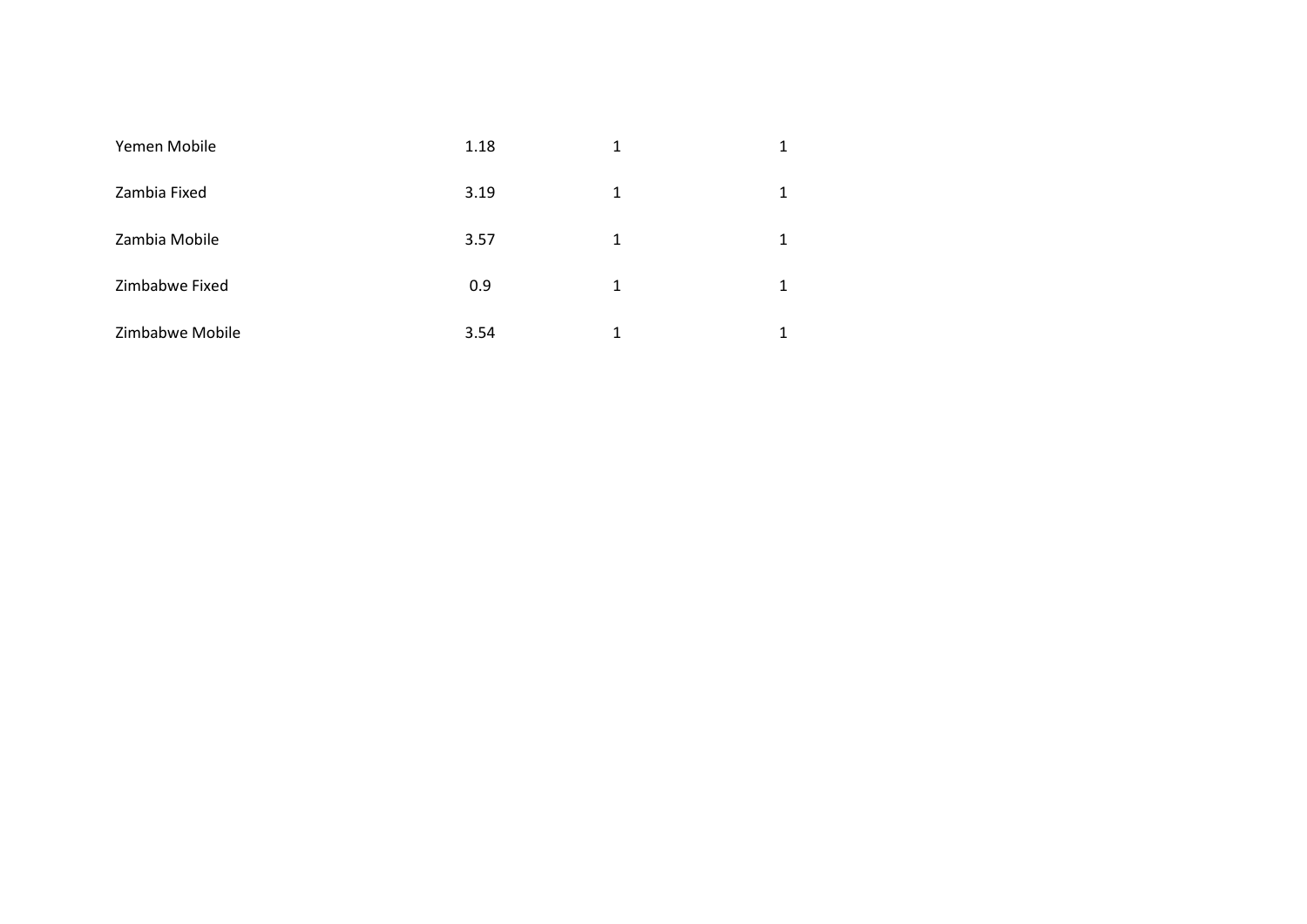| | | | |
|---|---|---|---|
| Yemen Mobile | 1.18 | 1 | 1 |
| Zambia Fixed | 3.19 | 1 | 1 |
| Zambia Mobile | 3.57 | 1 | 1 |
| Zimbabwe Fixed | 0.9 | 1 | 1 |
| Zimbabwe Mobile | 3.54 | 1 | 1 |